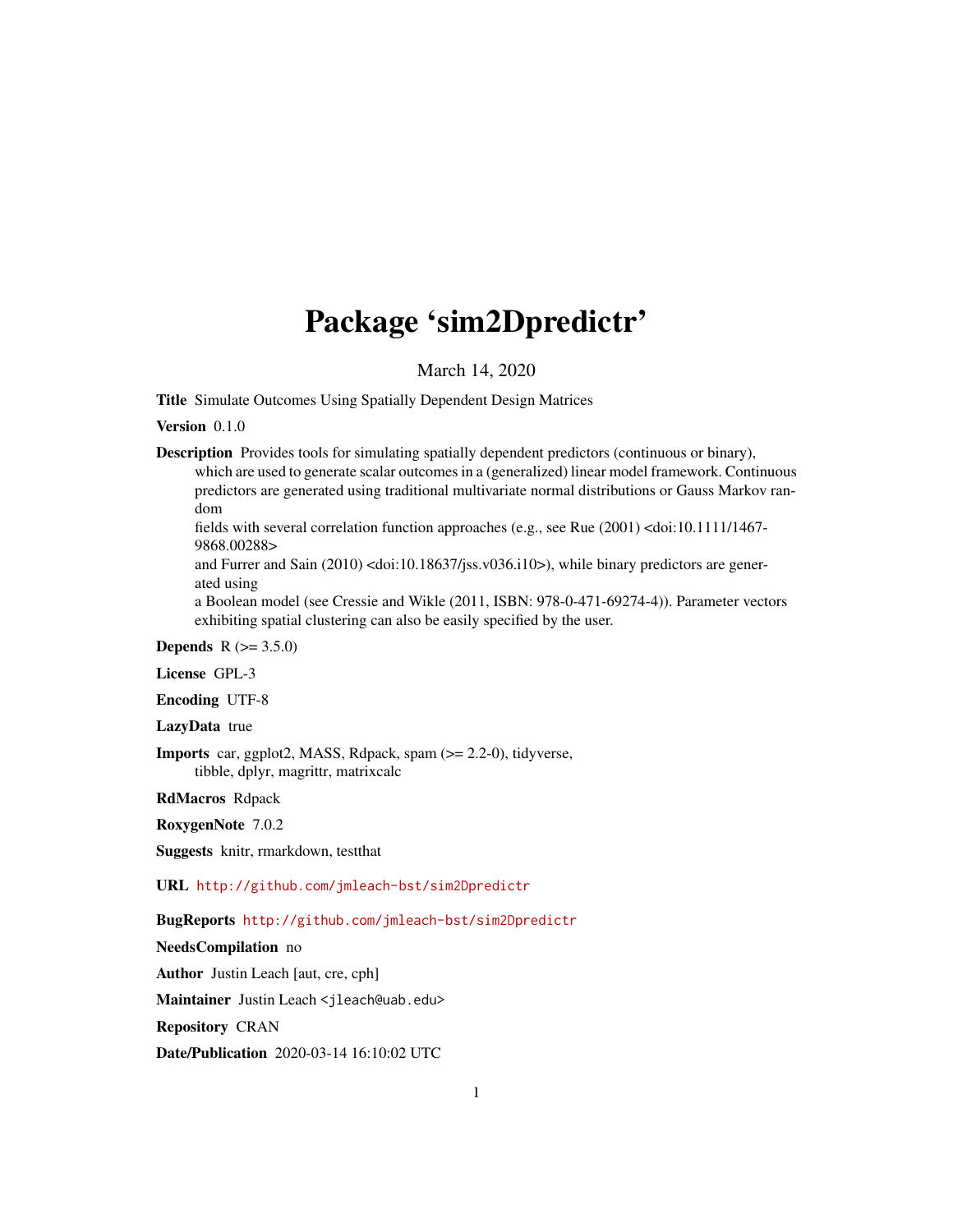# Package 'sim2Dpredictr'

March 14, 2020

**Title** Simulate Outcomes Using Spatially Dependent Design Matrices

**Version** 0.1.0

**Description** Provides tools for simulating spatially dependent predictors (continuous or binary), which are used to generate scalar outcomes in a (generalized) linear model framework. Continuous predictors are generated using traditional multivariate normal distributions or Gauss Markov random fields with several correlation function approaches (e.g., see Rue (2001) <doi:10.1111/1467-9868.00288> and Furrer and Sain (2010) <doi:10.18637/jss.v036.i10>), while binary predictors are generated using a Boolean model (see Cressie and Wikle (2011, ISBN: 978-0-471-69274-4)). Parameter vectors exhibiting spatial clustering can also be easily specified by the user.

**Depends** R (>= 3.5.0)

**License** GPL-3

**Encoding** UTF-8

**LazyData** true

**Imports** car, ggplot2, MASS, Rdpack, spam (>= 2.2-0), tidyverse, tibble, dplyr, magrittr, matrixcalc

**RdMacros** Rdpack

**RoxygenNote** 7.0.2

**Suggests** knitr, rmarkdown, testthat

**URL** http://github.com/jmleach-bst/sim2Dpredictr

**BugReports** http://github.com/jmleach-bst/sim2Dpredictr

**NeedsCompilation** no

**Author** Justin Leach [aut, cre, cph]

**Maintainer** Justin Leach <jleach@uab.edu>

**Repository** CRAN

**Date/Publication** 2020-03-14 16:10:02 UTC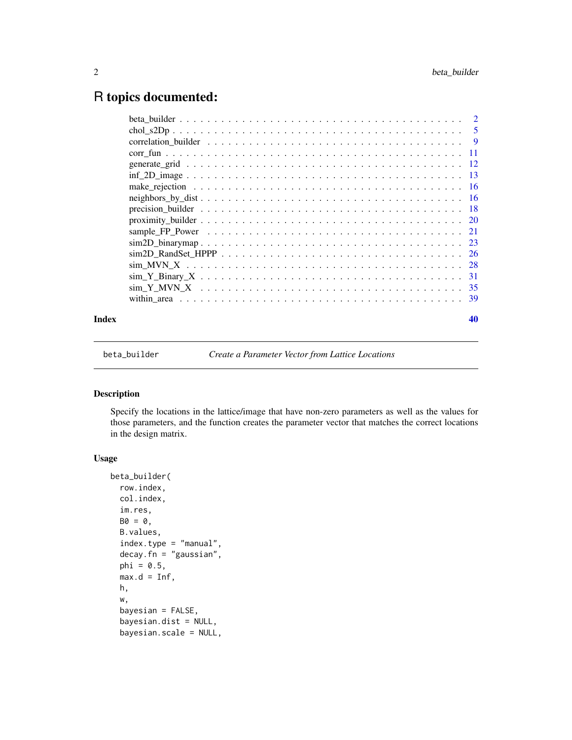# R topics documented:

| | |
|---|---|
| beta_builder | 2 |
| chol_s2Dp | 5 |
| correlation_builder | 9 |
| corr_fun | 11 |
| generate_grid | 12 |
| inf_2D_image | 13 |
| make_rejection | 16 |
| neighbors_by_dist | 16 |
| precision_builder | 18 |
| proximity_builder | 20 |
| sample_FP_Power | 21 |
| sim2D_binarymap | 23 |
| sim2D_RandSet_HPPP | 26 |
| sim_MVN_X | 28 |
| sim_Y_Binary_X | 31 |
| sim_Y_MVN_X | 35 |
| within_area | 39 |

**Index** 40

---

beta_builder — *Create a Parameter Vector from Lattice Locations*

---

## Description

Specify the locations in the lattice/image that have non-zero parameters as well as the values for those parameters, and the function creates the parameter vector that matches the correct locations in the design matrix.

## Usage

```
beta_builder(
  row.index,
  col.index,
  im.res,
  B0 = 0,
  B.values,
  index.type = "manual",
  decay.fn = "gaussian",
  phi = 0.5,
  max.d = Inf,
  h,
  w,
  bayesian = FALSE,
  bayesian.dist = NULL,
  bayesian.scale = NULL,
```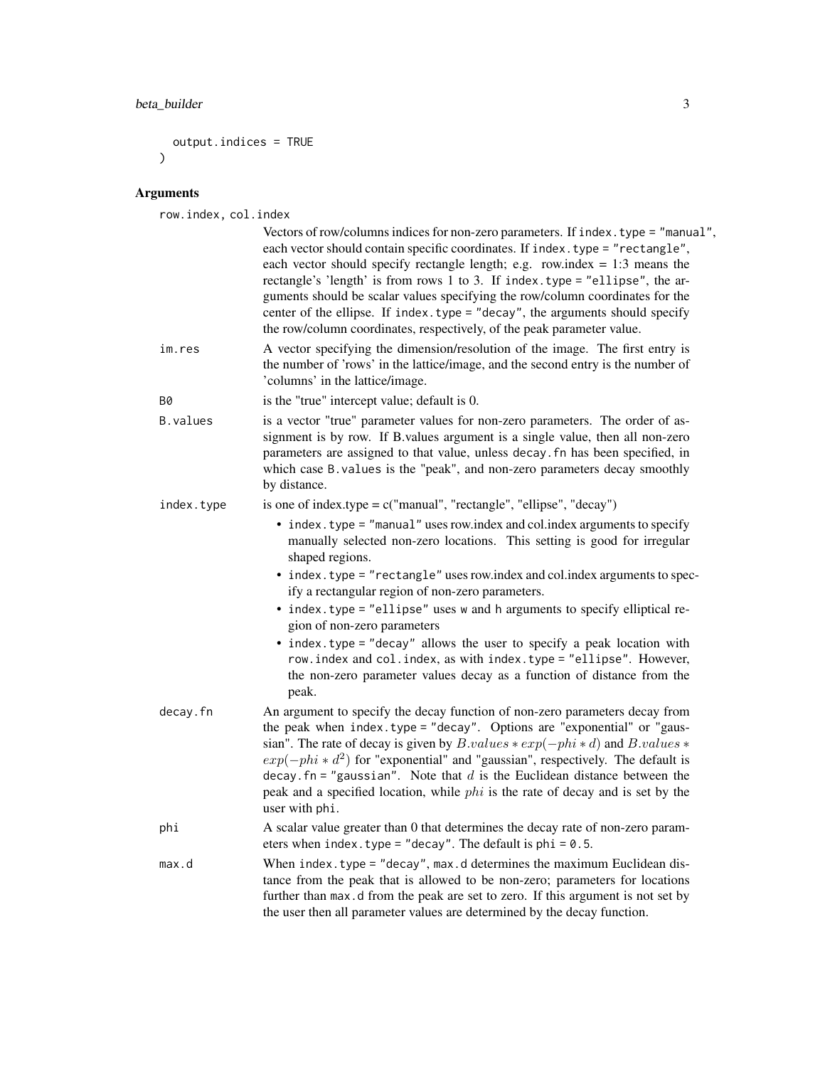```
  output.indices = TRUE
)
```

## Arguments

**row.index, col.index**
Vectors of row/columns indices for non-zero parameters. If `index.type = "manual"`, each vector should contain specific coordinates. If `index.type = "rectangle"`, each vector should specify rectangle length; e.g. row.index = 1:3 means the rectangle's 'length' is from rows 1 to 3. If `index.type = "ellipse"`, the arguments should be scalar values specifying the row/column coordinates for the center of the ellipse. If `index.type = "decay"`, the arguments should specify the row/column coordinates, respectively, of the peak parameter value.

**im.res**
A vector specifying the dimension/resolution of the image. The first entry is the number of 'rows' in the lattice/image, and the second entry is the number of 'columns' in the lattice/image.

**B0**
is the "true" intercept value; default is 0.

**B.values**
is a vector "true" parameter values for non-zero parameters. The order of assignment is by row. If B.values argument is a single value, then all non-zero parameters are assigned to that value, unless `decay.fn` has been specified, in which case `B.values` is the "peak", and non-zero parameters decay smoothly by distance.

**index.type**
is one of index.type = c("manual", "rectangle", "ellipse", "decay")

- `index.type = "manual"` uses row.index and col.index arguments to specify manually selected non-zero locations. This setting is good for irregular shaped regions.
- `index.type = "rectangle"` uses row.index and col.index arguments to specify a rectangular region of non-zero parameters.
- `index.type = "ellipse"` uses `w` and `h` arguments to specify elliptical region of non-zero parameters
- `index.type = "decay"` allows the user to specify a peak location with `row.index` and `col.index`, as with `index.type = "ellipse"`. However, the non-zero parameter values decay as a function of distance from the peak.

**decay.fn**
An argument to specify the decay function of non-zero parameters decay from the peak when `index.type = "decay"`. Options are "exponential" or "gaussian". The rate of decay is given by $B.values * exp(-phi * d)$ and $B.values * exp(-phi * d^2)$ for "exponential" and "gaussian", respectively. The default is `decay.fn = "gaussian"`. Note that $d$ is the Euclidean distance between the peak and a specified location, while $phi$ is the rate of decay and is set by the user with `phi`.

**phi**
A scalar value greater than 0 that determines the decay rate of non-zero parameters when `index.type = "decay"`. The default is `phi = 0.5`.

**max.d**
When `index.type = "decay"`, `max.d` determines the maximum Euclidean distance from the peak that is allowed to be non-zero; parameters for locations further than `max.d` from the peak are set to zero. If this argument is not set by the user then all parameter values are determined by the decay function.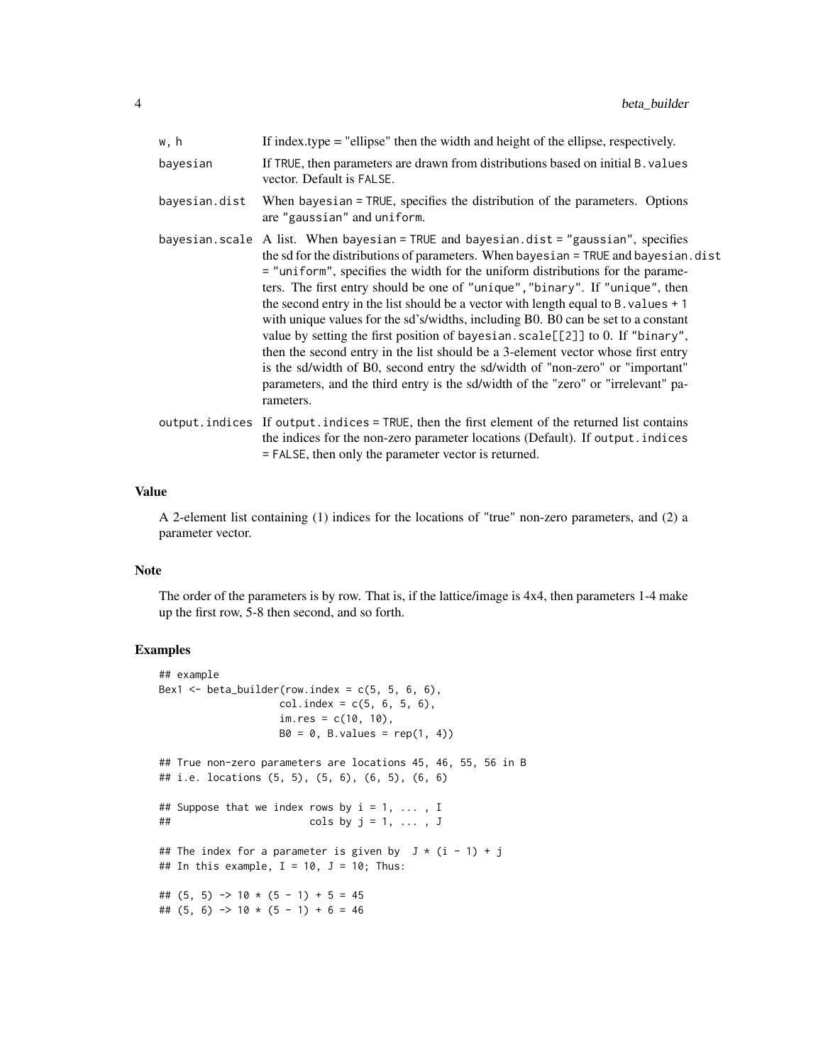w, h
: If index.type = "ellipse" then the width and height of the ellipse, respectively.

bayesian
: If TRUE, then parameters are drawn from distributions based on initial B.values vector. Default is FALSE.

bayesian.dist
: When bayesian = TRUE, specifies the distribution of the parameters. Options are "gaussian" and uniform.

bayesian.scale
: A list. When bayesian = TRUE and bayesian.dist = "gaussian", specifies the sd for the distributions of parameters. When bayesian = TRUE and bayesian.dist = "uniform", specifies the width for the uniform distributions for the parameters. The first entry should be one of "unique","binary". If "unique", then the second entry in the list should be a vector with length equal to B.values + 1 with unique values for the sd's/widths, including B0. B0 can be set to a constant value by setting the first position of bayesian.scale[[2]] to 0. If "binary", then the second entry in the list should be a 3-element vector whose first entry is the sd/width of B0, second entry the sd/width of "non-zero" or "important" parameters, and the third entry is the sd/width of the "zero" or "irrelevant" parameters.

output.indices
: If output.indices = TRUE, then the first element of the returned list contains the indices for the non-zero parameter locations (Default). If output.indices = FALSE, then only the parameter vector is returned.

## Value

A 2-element list containing (1) indices for the locations of "true" non-zero parameters, and (2) a parameter vector.

## Note

The order of the parameters is by row. That is, if the lattice/image is 4x4, then parameters 1-4 make up the first row, 5-8 then second, and so forth.

## Examples

```
## example
Bex1 <- beta_builder(row.index = c(5, 5, 6, 6),
                     col.index = c(5, 6, 5, 6),
                     im.res = c(10, 10),
                     B0 = 0, B.values = rep(1, 4))

## True non-zero parameters are locations 45, 46, 55, 56 in B
## i.e. locations (5, 5), (5, 6), (6, 5), (6, 6)

## Suppose that we index rows by i = 1, ... , I
##                       cols by j = 1, ... , J

## The index for a parameter is given by  J * (i - 1) + j
## In this example, I = 10, J = 10; Thus:

## (5, 5) -> 10 * (5 - 1) + 5 = 45
## (5, 6) -> 10 * (5 - 1) + 6 = 46
```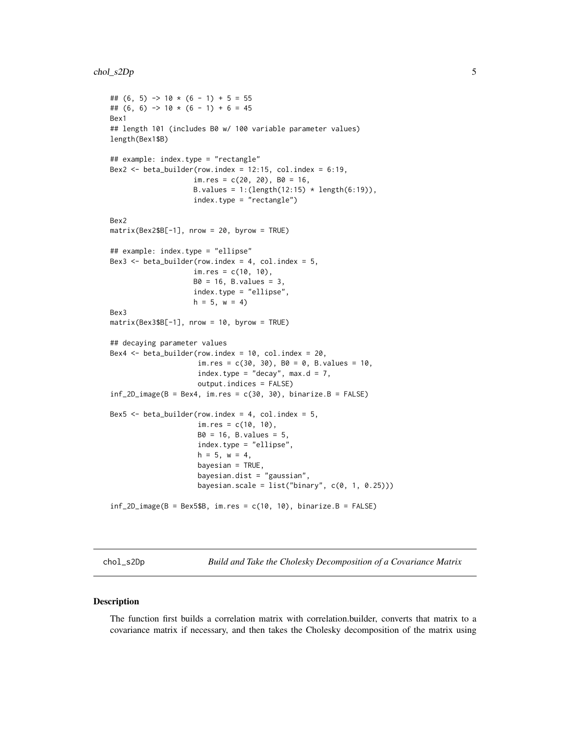```
## (6, 5) -> 10 * (6 - 1) + 5 = 55
## (6, 6) -> 10 * (6 - 1) + 6 = 45
Bex1
## length 101 (includes B0 w/ 100 variable parameter values)
length(Bex1$B)

## example: index.type = "rectangle"
Bex2 <- beta_builder(row.index = 12:15, col.index = 6:19,
                    im.res = c(20, 20), B0 = 16,
                    B.values = 1:(length(12:15) * length(6:19)),
                    index.type = "rectangle")

Bex2
matrix(Bex2$B[-1], nrow = 20, byrow = TRUE)

## example: index.type = "ellipse"
Bex3 <- beta_builder(row.index = 4, col.index = 5,
                    im.res = c(10, 10),
                    B0 = 16, B.values = 3,
                    index.type = "ellipse",
                    h = 5, w = 4)
Bex3
matrix(Bex3$B[-1], nrow = 10, byrow = TRUE)

## decaying parameter values
Bex4 <- beta_builder(row.index = 10, col.index = 20,
                     im.res = c(30, 30), B0 = 0, B.values = 10,
                     index.type = "decay", max.d = 7,
                     output.indices = FALSE)
inf_2D_image(B = Bex4, im.res = c(30, 30), binarize.B = FALSE)

Bex5 <- beta_builder(row.index = 4, col.index = 5,
                     im.res = c(10, 10),
                     B0 = 16, B.values = 5,
                     index.type = "ellipse",
                     h = 5, w = 4,
                     bayesian = TRUE,
                     bayesian.dist = "gaussian",
                     bayesian.scale = list("binary", c(0, 1, 0.25)))

inf_2D_image(B = Bex5$B, im.res = c(10, 10), binarize.B = FALSE)
```

---

chol_s2Dp *Build and Take the Cholesky Decomposition of a Covariance Matrix*

---

## Description

The function first builds a correlation matrix with correlation.builder, converts that matrix to a covariance matrix if necessary, and then takes the Cholesky decomposition of the matrix using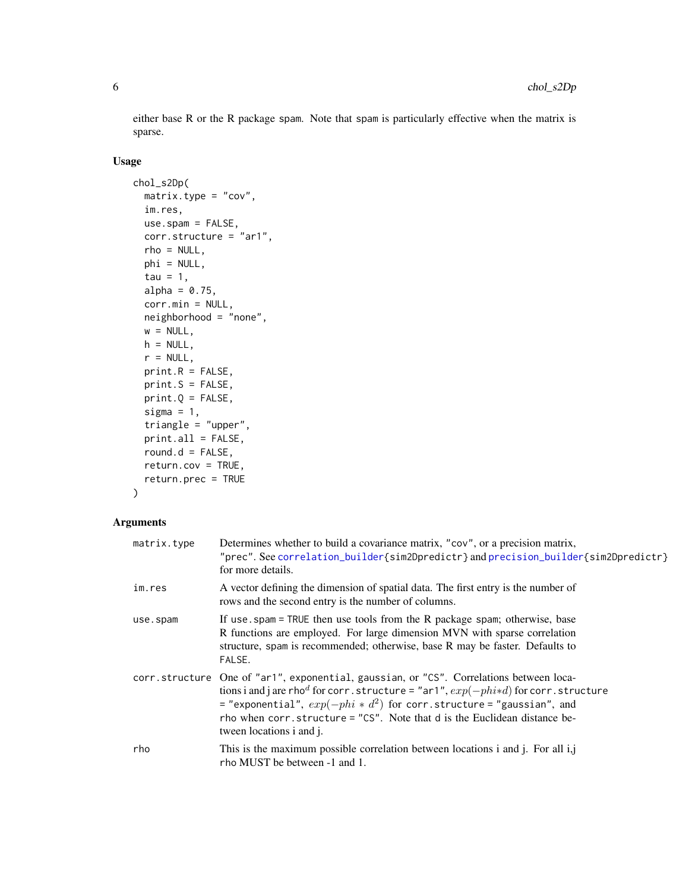either base R or the R package spam. Note that spam is particularly effective when the matrix is sparse.

### Usage

```
chol_s2Dp(
  matrix.type = "cov",
  im.res,
  use.spam = FALSE,
  corr.structure = "ar1",
  rho = NULL,
  phi = NULL,
  tau = 1,
  alpha = 0.75,
  corr.min = NULL,
  neighborhood = "none",
  w = NULL,
  h = NULL,
  r = NULL,
  print.R = FALSE,
  print.S = FALSE,
  print.Q = FALSE,
  sigma = 1,
  triangle = "upper",
  print.all = FALSE,
  round.d = FALSE,
  return.cov = TRUE,
  return.prec = TRUE
)
```

### Arguments

| | |
|---|---|
| matrix.type | Determines whether to build a covariance matrix, "cov", or a precision matrix, "prec". See correlation_builder{sim2Dpredictr} and precision_builder{sim2Dpredictr} for more details. |
| im.res | A vector defining the dimension of spatial data. The first entry is the number of rows and the second entry is the number of columns. |
| use.spam | If use.spam = TRUE then use tools from the R package spam; otherwise, base R functions are employed. For large dimension MVN with sparse correlation structure, spam is recommended; otherwise, base R may be faster. Defaults to FALSE. |
| corr.structure | One of "ar1", exponential, gaussian, or "CS". Correlations between locations i and j are rho$^d$ for corr.structure = "ar1", $exp(-phi*d)$ for corr.structure = "exponential", $exp(-phi * d^2)$ for corr.structure = "gaussian", and rho when corr.structure = "CS". Note that d is the Euclidean distance between locations i and j. |
| rho | This is the maximum possible correlation between locations i and j. For all i,j rho MUST be between -1 and 1. |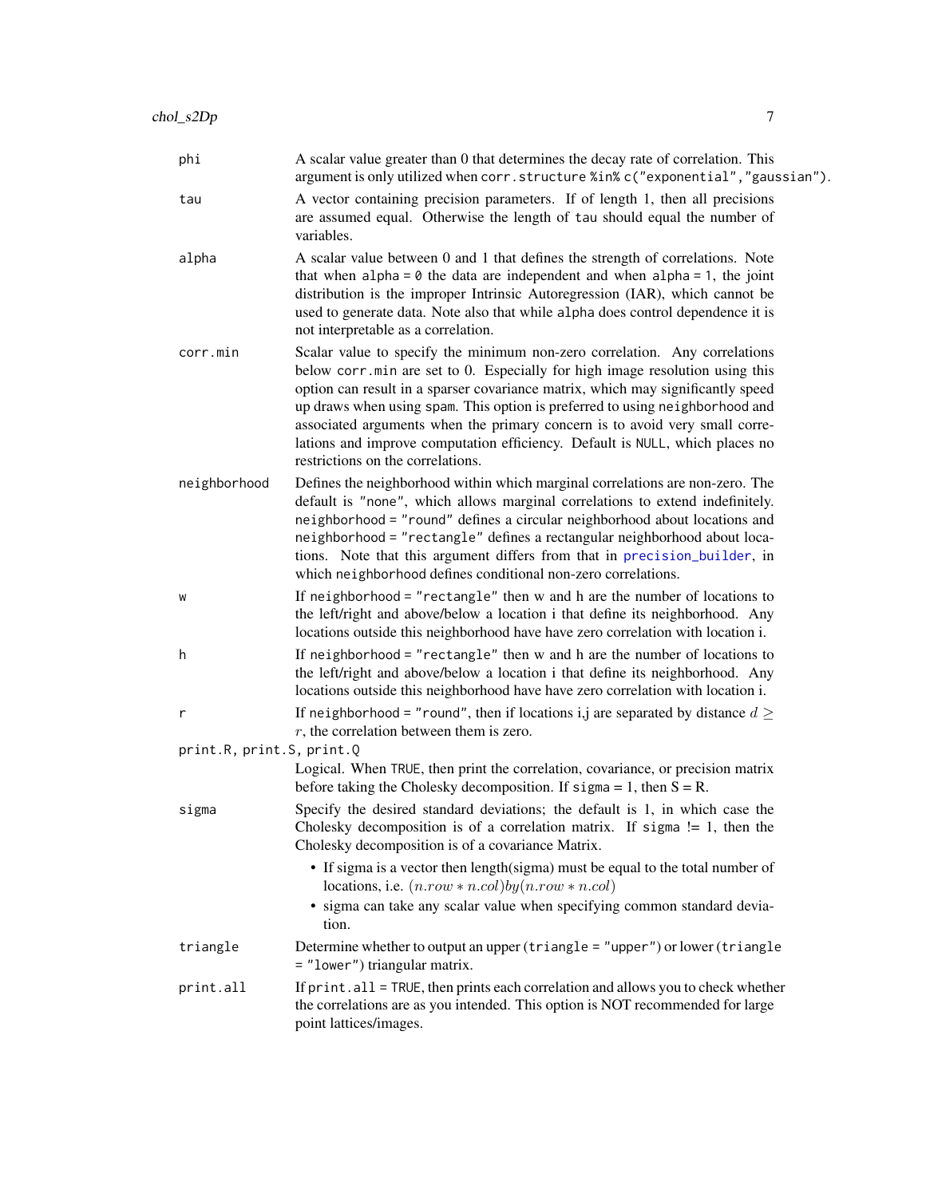| | |
|---|---|
| phi | A scalar value greater than 0 that determines the decay rate of correlation. This argument is only utilized when `corr.structure %in% c("exponential","gaussian")`. |
| tau | A vector containing precision parameters. If of length 1, then all precisions are assumed equal. Otherwise the length of tau should equal the number of variables. |
| alpha | A scalar value between 0 and 1 that defines the strength of correlations. Note that when `alpha = 0` the data are independent and when `alpha = 1`, the joint distribution is the improper Intrinsic Autoregression (IAR), which cannot be used to generate data. Note also that while alpha does control dependence it is not interpretable as a correlation. |
| corr.min | Scalar value to specify the minimum non-zero correlation. Any correlations below corr.min are set to 0. Especially for high image resolution using this option can result in a sparser covariance matrix, which may significantly speed up draws when using spam. This option is preferred to using neighborhood and associated arguments when the primary concern is to avoid very small correlations and improve computation efficiency. Default is NULL, which places no restrictions on the correlations. |
| neighborhood | Defines the neighborhood within which marginal correlations are non-zero. The default is "none", which allows marginal correlations to extend indefinitely. `neighborhood = "round"` defines a circular neighborhood about locations and `neighborhood = "rectangle"` defines a rectangular neighborhood about locations. Note that this argument differs from that in precision_builder, in which neighborhood defines conditional non-zero correlations. |
| w | If `neighborhood = "rectangle"` then w and h are the number of locations to the left/right and above/below a location i that define its neighborhood. Any locations outside this neighborhood have have zero correlation with location i. |
| h | If `neighborhood = "rectangle"` then w and h are the number of locations to the left/right and above/below a location i that define its neighborhood. Any locations outside this neighborhood have have zero correlation with location i. |
| r | If `neighborhood = "round"`, then if locations i,j are separated by distance $d \geq r$, the correlation between them is zero. |
| print.R, print.S, print.Q | Logical. When TRUE, then print the correlation, covariance, or precision matrix before taking the Cholesky decomposition. If sigma = 1, then S = R. |
| sigma | Specify the desired standard deviations; the default is 1, in which case the Cholesky decomposition is of a correlation matrix. If sigma != 1, then the Cholesky decomposition is of a covariance Matrix. • If sigma is a vector then length(sigma) must be equal to the total number of locations, i.e. $(n.row * n.col) by (n.row * n.col)$ • sigma can take any scalar value when specifying common standard deviation. |
| triangle | Determine whether to output an upper (`triangle = "upper"`) or lower (`triangle = "lower"`) triangular matrix. |
| print.all | If `print.all = TRUE`, then prints each correlation and allows you to check whether the correlations are as you intended. This option is NOT recommended for large point lattices/images. |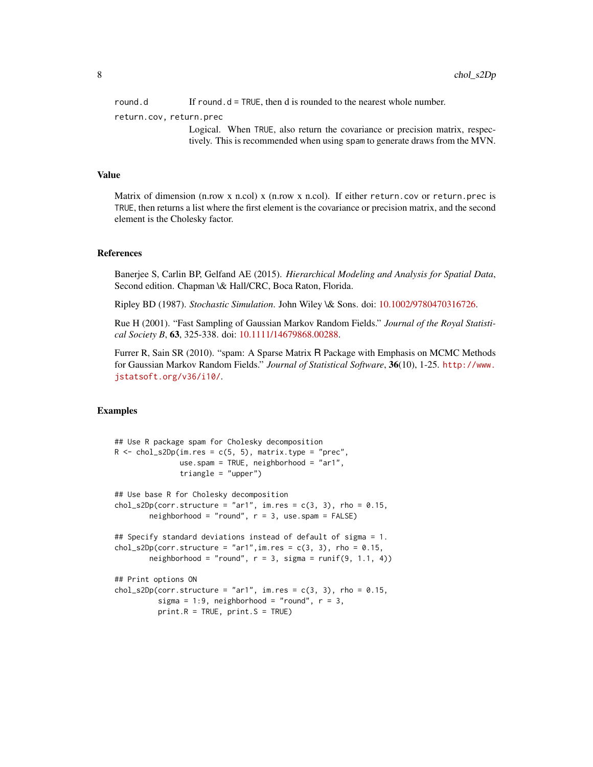round.d If round.d = TRUE, then d is rounded to the nearest whole number.

return.cov, return.prec
Logical. When TRUE, also return the covariance or precision matrix, respectively. This is recommended when using spam to generate draws from the MVN.

## Value

Matrix of dimension (n.row x n.col) x (n.row x n.col). If either return.cov or return.prec is TRUE, then returns a list where the first element is the covariance or precision matrix, and the second element is the Cholesky factor.

## References

Banerjee S, Carlin BP, Gelfand AE (2015). *Hierarchical Modeling and Analysis for Spatial Data*, Second edition. Chapman \& Hall/CRC, Boca Raton, Florida.

Ripley BD (1987). *Stochastic Simulation*. John Wiley \& Sons. doi: 10.1002/9780470316726.

Rue H (2001). "Fast Sampling of Gaussian Markov Random Fields." *Journal of the Royal Statistical Society B*, **63**, 325-338. doi: 10.1111/14679868.00288.

Furrer R, Sain SR (2010). "spam: A Sparse Matrix R Package with Emphasis on MCMC Methods for Gaussian Markov Random Fields." *Journal of Statistical Software*, **36**(10), 1-25. http://www.jstatsoft.org/v36/i10/.

## Examples

```
## Use R package spam for Cholesky decomposition
R <- chol_s2Dp(im.res = c(5, 5), matrix.type = "prec",
               use.spam = TRUE, neighborhood = "ar1",
               triangle = "upper")

## Use base R for Cholesky decomposition
chol_s2Dp(corr.structure = "ar1", im.res = c(3, 3), rho = 0.15,
        neighborhood = "round", r = 3, use.spam = FALSE)

## Specify standard deviations instead of default of sigma = 1.
chol_s2Dp(corr.structure = "ar1",im.res = c(3, 3), rho = 0.15,
        neighborhood = "round", r = 3, sigma = runif(9, 1.1, 4))

## Print options ON
chol_s2Dp(corr.structure = "ar1", im.res = c(3, 3), rho = 0.15,
          sigma = 1:9, neighborhood = "round", r = 3,
          print.R = TRUE, print.S = TRUE)
```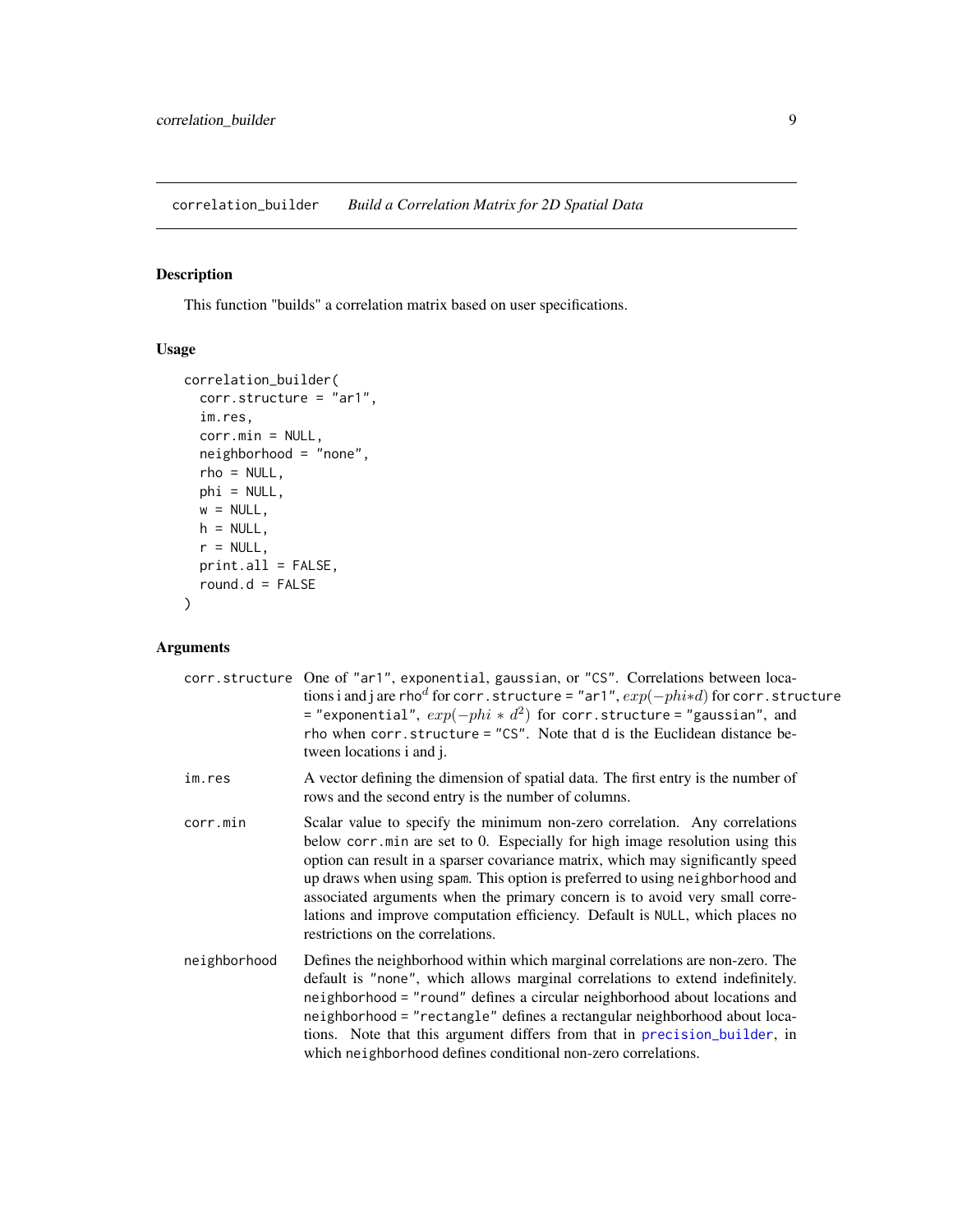correlation_builder *Build a Correlation Matrix for 2D Spatial Data*

## Description

This function "builds" a correlation matrix based on user specifications.

## Usage

```
correlation_builder(
  corr.structure = "ar1",
  im.res,
  corr.min = NULL,
  neighborhood = "none",
  rho = NULL,
  phi = NULL,
  w = NULL,
  h = NULL,
  r = NULL,
  print.all = FALSE,
  round.d = FALSE
)
```

## Arguments

| | |
|---|---|
| corr.structure | One of "ar1", exponential, gaussian, or "CS". Correlations between locations i and j are rho$^d$ for corr.structure = "ar1", $exp(-phi*d)$ for corr.structure = "exponential", $exp(-phi*d^2)$ for corr.structure = "gaussian", and rho when corr.structure = "CS". Note that d is the Euclidean distance between locations i and j. |
| im.res | A vector defining the dimension of spatial data. The first entry is the number of rows and the second entry is the number of columns. |
| corr.min | Scalar value to specify the minimum non-zero correlation. Any correlations below corr.min are set to 0. Especially for high image resolution using this option can result in a sparser covariance matrix, which may significantly speed up draws when using spam. This option is preferred to using neighborhood and associated arguments when the primary concern is to avoid very small correlations and improve computation efficiency. Default is NULL, which places no restrictions on the correlations. |
| neighborhood | Defines the neighborhood within which marginal correlations are non-zero. The default is "none", which allows marginal correlations to extend indefinitely. neighborhood = "round" defines a circular neighborhood about locations and neighborhood = "rectangle" defines a rectangular neighborhood about locations. Note that this argument differs from that in precision_builder, in which neighborhood defines conditional non-zero correlations. |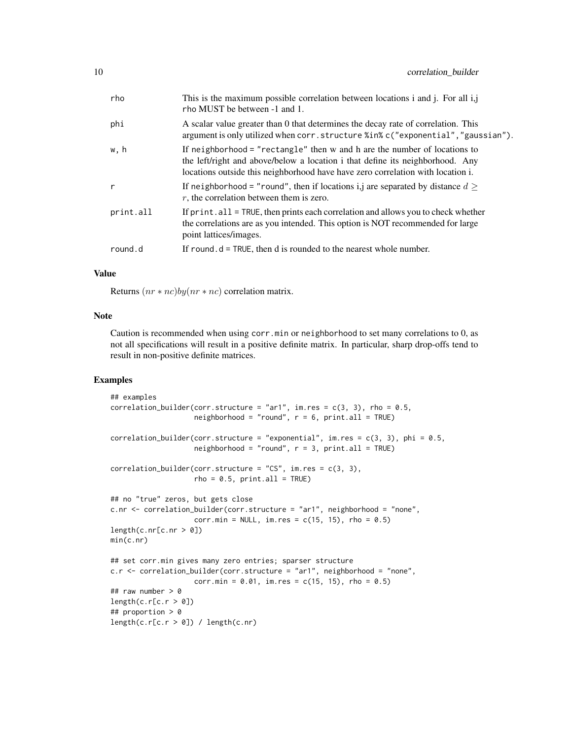| | |
|---|---|
| rho | This is the maximum possible correlation between locations i and j. For all i,j rho MUST be between -1 and 1. |
| phi | A scalar value greater than 0 that determines the decay rate of correlation. This argument is only utilized when corr.structure %in% c("exponential","gaussian"). |
| w, h | If neighborhood = "rectangle" then w and h are the number of locations to the left/right and above/below a location i that define its neighborhood. Any locations outside this neighborhood have have zero correlation with location i. |
| r | If neighborhood = "round", then if locations i,j are separated by distance $d \geq r$, the correlation between them is zero. |
| print.all | If print.all = TRUE, then prints each correlation and allows you to check whether the correlations are as you intended. This option is NOT recommended for large point lattices/images. |
| round.d | If round.d = TRUE, then d is rounded to the nearest whole number. |

### Value

Returns $(nr * nc) by (nr * nc)$ correlation matrix.

### Note

Caution is recommended when using corr.min or neighborhood to set many correlations to 0, as not all specifications will result in a positive definite matrix. In particular, sharp drop-offs tend to result in non-positive definite matrices.

### Examples

```
## examples
correlation_builder(corr.structure = "ar1", im.res = c(3, 3), rho = 0.5,
                    neighborhood = "round", r = 6, print.all = TRUE)

correlation_builder(corr.structure = "exponential", im.res = c(3, 3), phi = 0.5,
                    neighborhood = "round", r = 3, print.all = TRUE)

correlation_builder(corr.structure = "CS", im.res = c(3, 3),
                    rho = 0.5, print.all = TRUE)

## no "true" zeros, but gets close
c.nr <- correlation_builder(corr.structure = "ar1", neighborhood = "none",
                    corr.min = NULL, im.res = c(15, 15), rho = 0.5)
length(c.nr[c.nr > 0])
min(c.nr)

## set corr.min gives many zero entries; sparser structure
c.r <- correlation_builder(corr.structure = "ar1", neighborhood = "none",
                    corr.min = 0.01, im.res = c(15, 15), rho = 0.5)
## raw number > 0
length(c.r[c.r > 0])
## proportion > 0
length(c.r[c.r > 0]) / length(c.nr)
```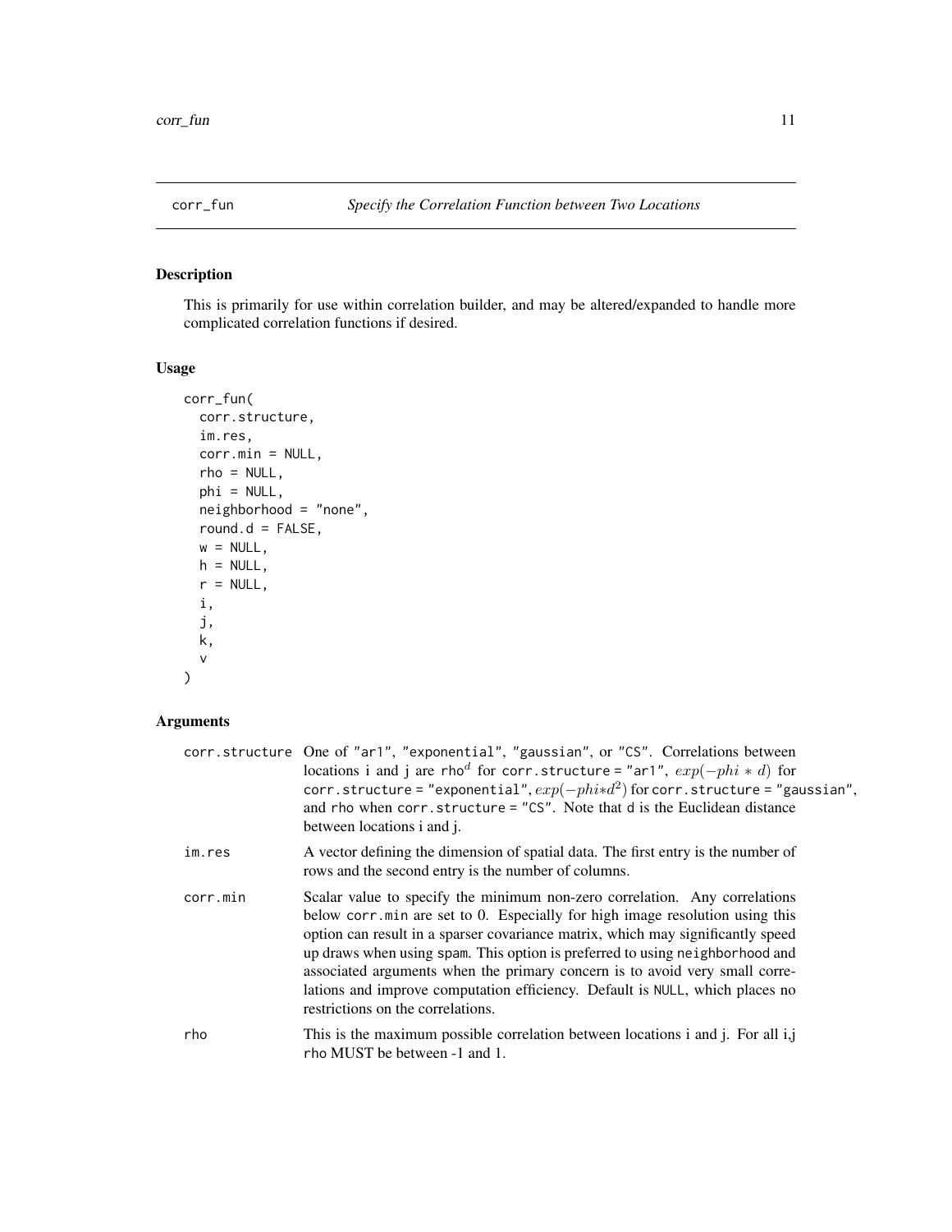# corr_fun — *Specify the Correlation Function between Two Locations*

## Description

This is primarily for use within correlation builder, and may be altered/expanded to handle more complicated correlation functions if desired.

## Usage

```
corr_fun(
  corr.structure,
  im.res,
  corr.min = NULL,
  rho = NULL,
  phi = NULL,
  neighborhood = "none",
  round.d = FALSE,
  w = NULL,
  h = NULL,
  r = NULL,
  i,
  j,
  k,
  v
)
```

## Arguments

| | |
|---|---|
| `corr.structure` | One of `"ar1"`, `"exponential"`, `"gaussian"`, or `"CS"`. Correlations between locations i and j are `rho`$^d$ for `corr.structure = "ar1"`, $exp(-phi*d)$ for `corr.structure = "exponential"`, $exp(-phi*d^2)$ for `corr.structure = "gaussian"`, and `rho` when `corr.structure = "CS"`. Note that `d` is the Euclidean distance between locations i and j. |
| `im.res` | A vector defining the dimension of spatial data. The first entry is the number of rows and the second entry is the number of columns. |
| `corr.min` | Scalar value to specify the minimum non-zero correlation. Any correlations below `corr.min` are set to 0. Especially for high image resolution using this option can result in a sparser covariance matrix, which may significantly speed up draws when using `spam`. This option is preferred to using `neighborhood` and associated arguments when the primary concern is to avoid very small correlations and improve computation efficiency. Default is `NULL`, which places no restrictions on the correlations. |
| `rho` | This is the maximum possible correlation between locations i and j. For all i,j `rho` MUST be between -1 and 1. |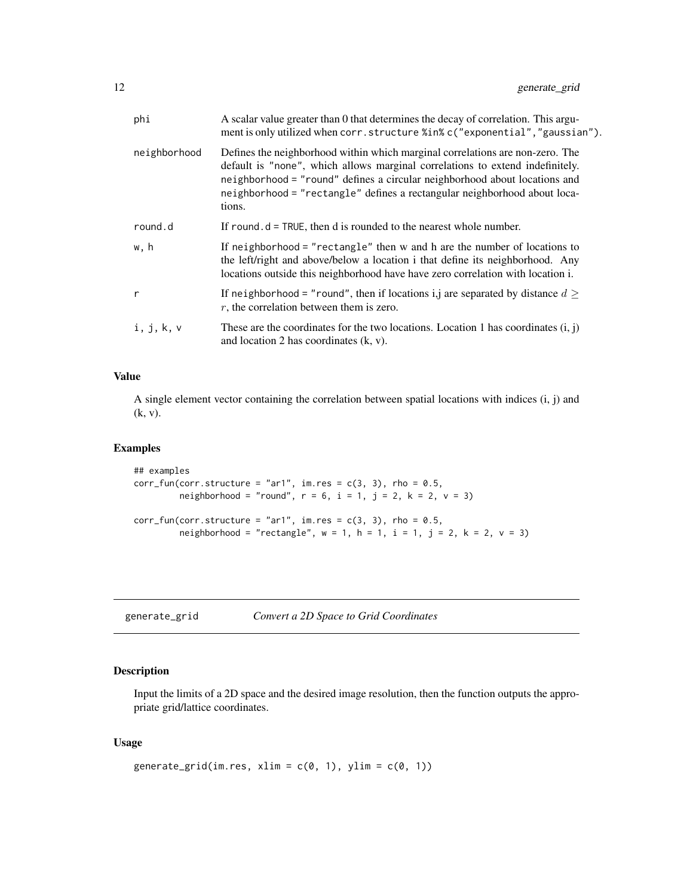| | |
|---|---|
| phi | A scalar value greater than 0 that determines the decay of correlation. This argument is only utilized when corr.structure %in% c("exponential","gaussian"). |
| neighborhood | Defines the neighborhood within which marginal correlations are non-zero. The default is "none", which allows marginal correlations to extend indefinitely. neighborhood = "round" defines a circular neighborhood about locations and neighborhood = "rectangle" defines a rectangular neighborhood about locations. |
| round.d | If round.d = TRUE, then d is rounded to the nearest whole number. |
| w, h | If neighborhood = "rectangle" then w and h are the number of locations to the left/right and above/below a location i that define its neighborhood. Any locations outside this neighborhood have have zero correlation with location i. |
| r | If neighborhood = "round", then if locations i,j are separated by distance $d \geq r$, the correlation between them is zero. |
| i, j, k, v | These are the coordinates for the two locations. Location 1 has coordinates (i, j) and location 2 has coordinates (k, v). |

## Value

A single element vector containing the correlation between spatial locations with indices (i, j) and (k, v).

## Examples

```
## examples
corr_fun(corr.structure = "ar1", im.res = c(3, 3), rho = 0.5,
         neighborhood = "round", r = 6, i = 1, j = 2, k = 2, v = 3)

corr_fun(corr.structure = "ar1", im.res = c(3, 3), rho = 0.5,
         neighborhood = "rectangle", w = 1, h = 1, i = 1, j = 2, k = 2, v = 3)
```

# generate_grid *Convert a 2D Space to Grid Coordinates*

## Description

Input the limits of a 2D space and the desired image resolution, then the function outputs the appropriate grid/lattice coordinates.

## Usage

```
generate_grid(im.res, xlim = c(0, 1), ylim = c(0, 1))
```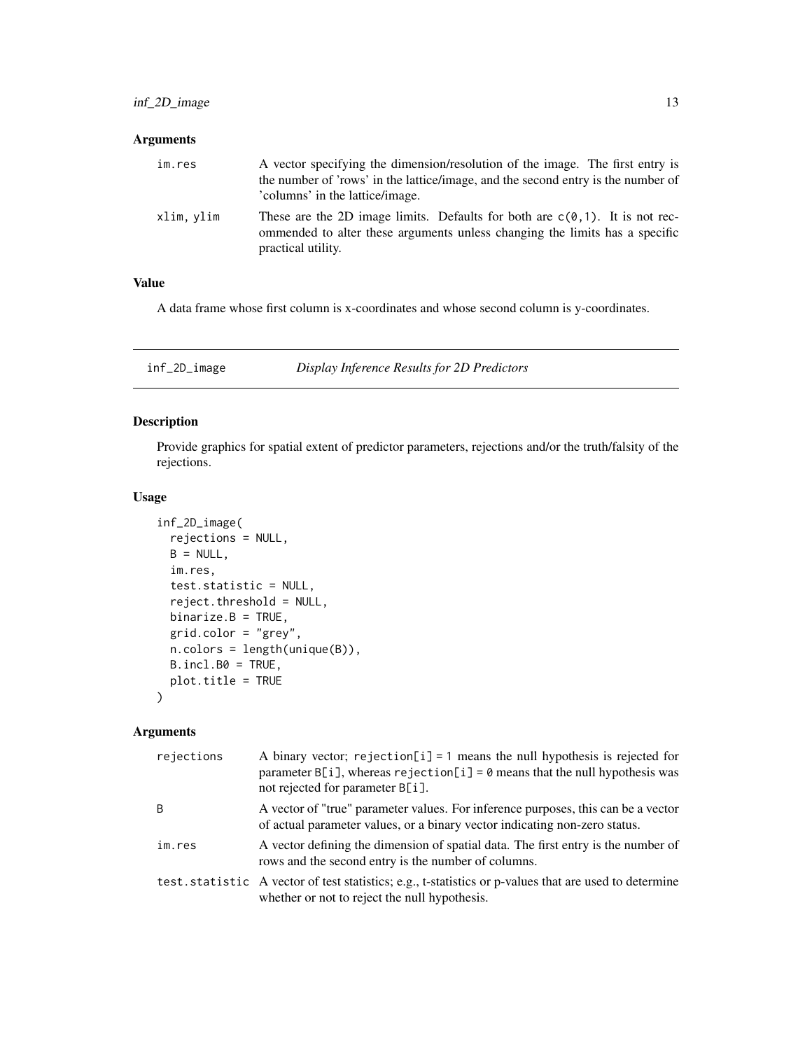## Arguments

im.res
: A vector specifying the dimension/resolution of the image. The first entry is the number of 'rows' in the lattice/image, and the second entry is the number of 'columns' in the lattice/image.

xlim, ylim
: These are the 2D image limits. Defaults for both are `c(0,1)`. It is not recommended to alter these arguments unless changing the limits has a specific practical utility.

## Value

A data frame whose first column is x-coordinates and whose second column is y-coordinates.

---

# inf_2D_image — *Display Inference Results for 2D Predictors*

## Description

Provide graphics for spatial extent of predictor parameters, rejections and/or the truth/falsity of the rejections.

## Usage

```
inf_2D_image(
  rejections = NULL,
  B = NULL,
  im.res,
  test.statistic = NULL,
  reject.threshold = NULL,
  binarize.B = TRUE,
  grid.color = "grey",
  n.colors = length(unique(B)),
  B.incl.B0 = TRUE,
  plot.title = TRUE
)
```

## Arguments

rejections
: A binary vector; `rejection[i] = 1` means the null hypothesis is rejected for parameter `B[i]`, whereas `rejection[i] = 0` means that the null hypothesis was not rejected for parameter `B[i]`.

B
: A vector of "true" parameter values. For inference purposes, this can be a vector of actual parameter values, or a binary vector indicating non-zero status.

im.res
: A vector defining the dimension of spatial data. The first entry is the number of rows and the second entry is the number of columns.

test.statistic
: A vector of test statistics; e.g., t-statistics or p-values that are used to determine whether or not to reject the null hypothesis.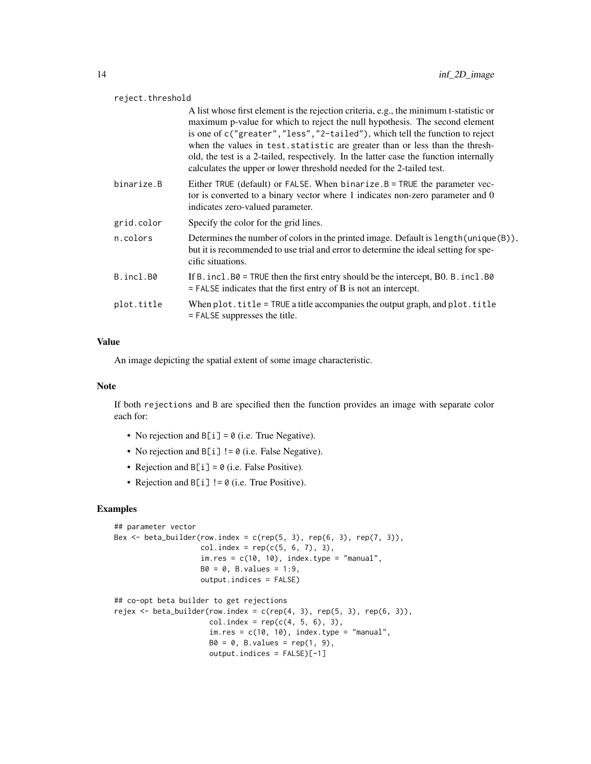reject.threshold
: A list whose first element is the rejection criteria, e.g., the minimum t-statistic or maximum p-value for which to reject the null hypothesis. The second element is one of `c("greater","less","2-tailed")`, which tell the function to reject when the values in `test.statistic` are greater than or less than the threshold, the test is a 2-tailed, respectively. In the latter case the function internally calculates the upper or lower threshold needed for the 2-tailed test.

binarize.B
: Either `TRUE` (default) or `FALSE`. When `binarize.B = TRUE` the parameter vector is converted to a binary vector where 1 indicates non-zero parameter and 0 indicates zero-valued parameter.

grid.color
: Specify the color for the grid lines.

n.colors
: Determines the number of colors in the printed image. Default is `length(unique(B))`, but it is recommended to use trial and error to determine the ideal setting for specific situations.

B.incl.B0
: If `B.incl.B0 = TRUE` then the first entry should be the intercept, B0. `B.incl.B0 = FALSE` indicates that the first entry of B is not an intercept.

plot.title
: When `plot.title = TRUE` a title accompanies the output graph, and `plot.title = FALSE` suppresses the title.

## Value

An image depicting the spatial extent of some image characteristic.

## Note

If both `rejections` and `B` are specified then the function provides an image with separate color each for:

- No rejection and `B[i] = 0` (i.e. True Negative).
- No rejection and `B[i] != 0` (i.e. False Negative).
- Rejection and `B[i] = 0` (i.e. False Positive).
- Rejection and `B[i] != 0` (i.e. True Positive).

## Examples

```
## parameter vector
Bex <- beta_builder(row.index = c(rep(5, 3), rep(6, 3), rep(7, 3)),
                    col.index = rep(c(5, 6, 7), 3),
                    im.res = c(10, 10), index.type = "manual",
                    B0 = 0, B.values = 1:9,
                    output.indices = FALSE)

## co-opt beta builder to get rejections
rejex <- beta_builder(row.index = c(rep(4, 3), rep(5, 3), rep(6, 3)),
                      col.index = rep(c(4, 5, 6), 3),
                      im.res = c(10, 10), index.type = "manual",
                      B0 = 0, B.values = rep(1, 9),
                      output.indices = FALSE)[-1]
```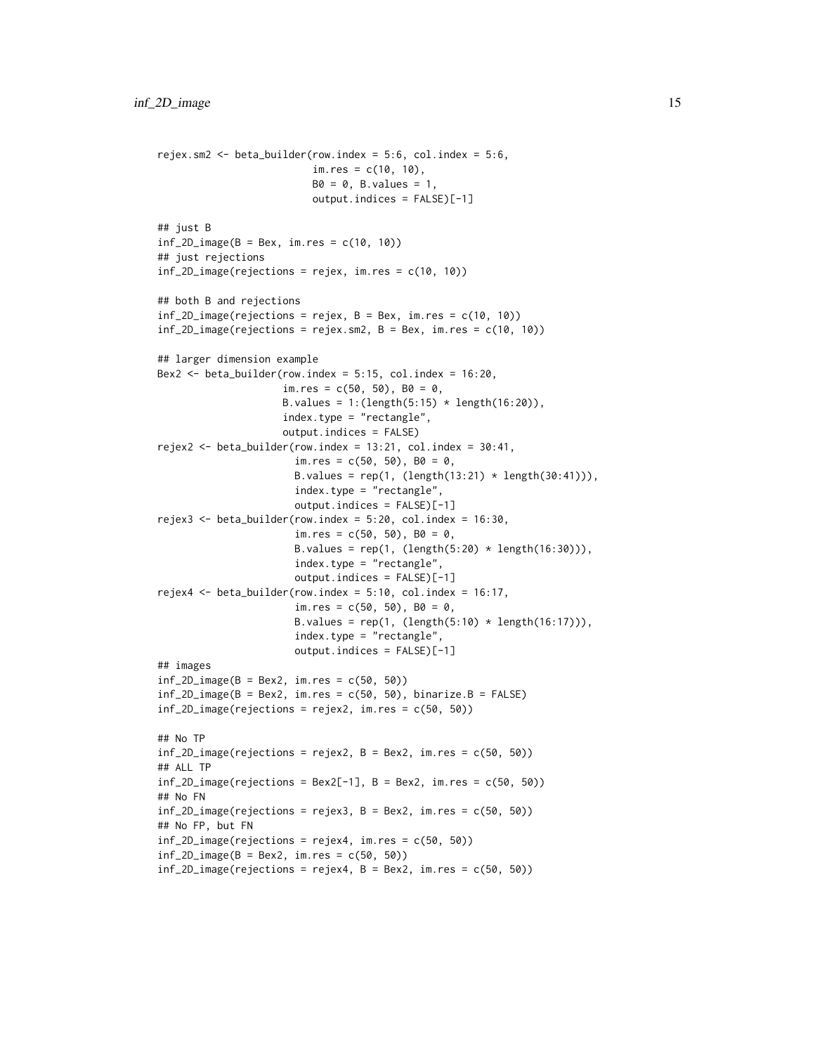```r
rejex.sm2 <- beta_builder(row.index = 5:6, col.index = 5:6,
                          im.res = c(10, 10),
                          B0 = 0, B.values = 1,
                          output.indices = FALSE)[-1]

## just B
inf_2D_image(B = Bex, im.res = c(10, 10))
## just rejections
inf_2D_image(rejections = rejex, im.res = c(10, 10))

## both B and rejections
inf_2D_image(rejections = rejex, B = Bex, im.res = c(10, 10))
inf_2D_image(rejections = rejex.sm2, B = Bex, im.res = c(10, 10))

## larger dimension example
Bex2 <- beta_builder(row.index = 5:15, col.index = 16:20,
                     im.res = c(50, 50), B0 = 0,
                     B.values = 1:(length(5:15) * length(16:20)),
                     index.type = "rectangle",
                     output.indices = FALSE)
rejex2 <- beta_builder(row.index = 13:21, col.index = 30:41,
                       im.res = c(50, 50), B0 = 0,
                       B.values = rep(1, (length(13:21) * length(30:41))),
                       index.type = "rectangle",
                       output.indices = FALSE)[-1]
rejex3 <- beta_builder(row.index = 5:20, col.index = 16:30,
                       im.res = c(50, 50), B0 = 0,
                       B.values = rep(1, (length(5:20) * length(16:30))),
                       index.type = "rectangle",
                       output.indices = FALSE)[-1]
rejex4 <- beta_builder(row.index = 5:10, col.index = 16:17,
                       im.res = c(50, 50), B0 = 0,
                       B.values = rep(1, (length(5:10) * length(16:17))),
                       index.type = "rectangle",
                       output.indices = FALSE)[-1]
## images
inf_2D_image(B = Bex2, im.res = c(50, 50))
inf_2D_image(B = Bex2, im.res = c(50, 50), binarize.B = FALSE)
inf_2D_image(rejections = rejex2, im.res = c(50, 50))

## No TP
inf_2D_image(rejections = rejex2, B = Bex2, im.res = c(50, 50))
## ALL TP
inf_2D_image(rejections = Bex2[-1], B = Bex2, im.res = c(50, 50))
## No FN
inf_2D_image(rejections = rejex3, B = Bex2, im.res = c(50, 50))
## No FP, but FN
inf_2D_image(rejections = rejex4, im.res = c(50, 50))
inf_2D_image(B = Bex2, im.res = c(50, 50))
inf_2D_image(rejections = rejex4, B = Bex2, im.res = c(50, 50))
```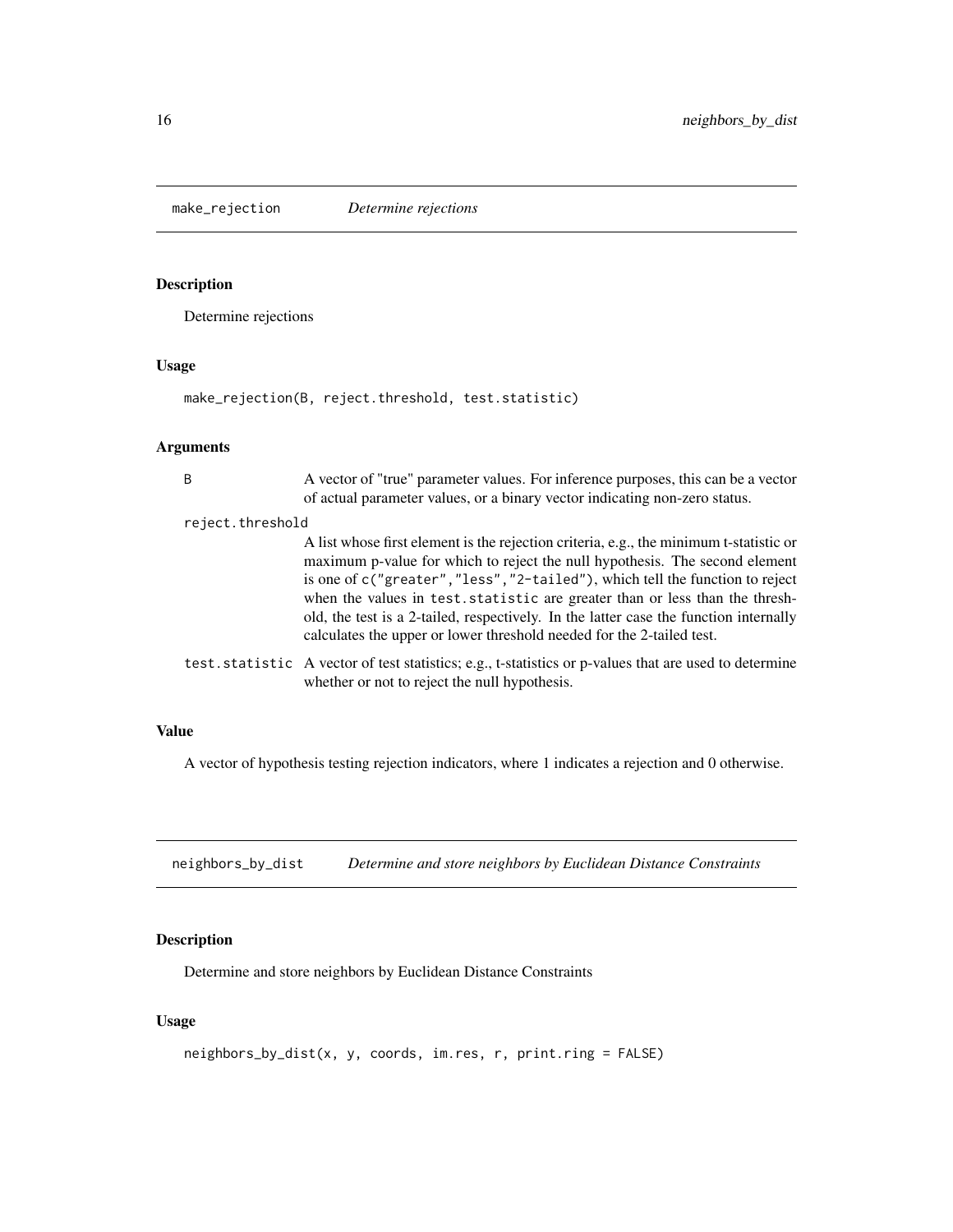## make_rejection *Determine rejections*

### Description

Determine rejections

### Usage

```
make_rejection(B, reject.threshold, test.statistic)
```

### Arguments

- **B** — A vector of "true" parameter values. For inference purposes, this can be a vector of actual parameter values, or a binary vector indicating non-zero status.
- **reject.threshold** — A list whose first element is the rejection criteria, e.g., the minimum t-statistic or maximum p-value for which to reject the null hypothesis. The second element is one of `c("greater","less","2-tailed")`, which tell the function to reject when the values in `test.statistic` are greater than or less than the threshold, the test is a 2-tailed, respectively. In the latter case the function internally calculates the upper or lower threshold needed for the 2-tailed test.
- **test.statistic** — A vector of test statistics; e.g., t-statistics or p-values that are used to determine whether or not to reject the null hypothesis.

### Value

A vector of hypothesis testing rejection indicators, where 1 indicates a rejection and 0 otherwise.

## neighbors_by_dist *Determine and store neighbors by Euclidean Distance Constraints*

### Description

Determine and store neighbors by Euclidean Distance Constraints

### Usage

```
neighbors_by_dist(x, y, coords, im.res, r, print.ring = FALSE)
```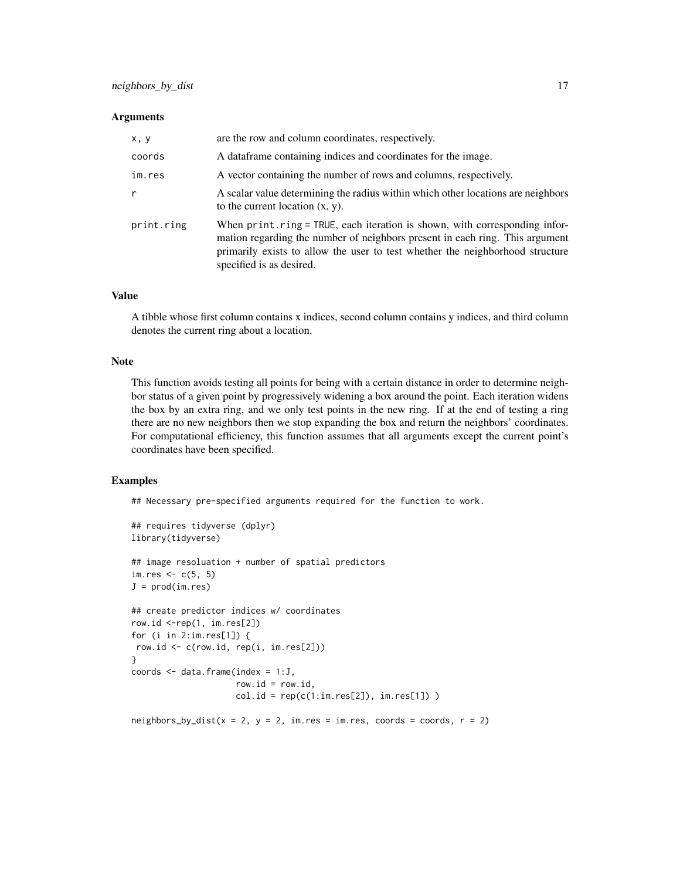### Arguments

| | |
|---|---|
| x, y | are the row and column coordinates, respectively. |
| coords | A dataframe containing indices and coordinates for the image. |
| im.res | A vector containing the number of rows and columns, respectively. |
| r | A scalar value determining the radius within which other locations are neighbors to the current location (x, y). |
| print.ring | When print.ring = TRUE, each iteration is shown, with corresponding information regarding the number of neighbors present in each ring. This argument primarily exists to allow the user to test whether the neighborhood structure specified is as desired. |

### Value

A tibble whose first column contains x indices, second column contains y indices, and third column denotes the current ring about a location.

### Note

This function avoids testing all points for being with a certain distance in order to determine neighbor status of a given point by progressively widening a box around the point. Each iteration widens the box by an extra ring, and we only test points in the new ring. If at the end of testing a ring there are no new neighbors then we stop expanding the box and return the neighbors' coordinates. For computational efficiency, this function assumes that all arguments except the current point's coordinates have been specified.

### Examples

```
## Necessary pre-specified arguments required for the function to work.

## requires tidyverse (dplyr)
library(tidyverse)

## image resoluation + number of spatial predictors
im.res <- c(5, 5)
J = prod(im.res)

## create predictor indices w/ coordinates
row.id <-rep(1, im.res[2])
for (i in 2:im.res[1]) {
 row.id <- c(row.id, rep(i, im.res[2]))
}
coords <- data.frame(index = 1:J,
                     row.id = row.id,
                     col.id = rep(c(1:im.res[2]), im.res[1]) )

neighbors_by_dist(x = 2, y = 2, im.res = im.res, coords = coords, r = 2)
```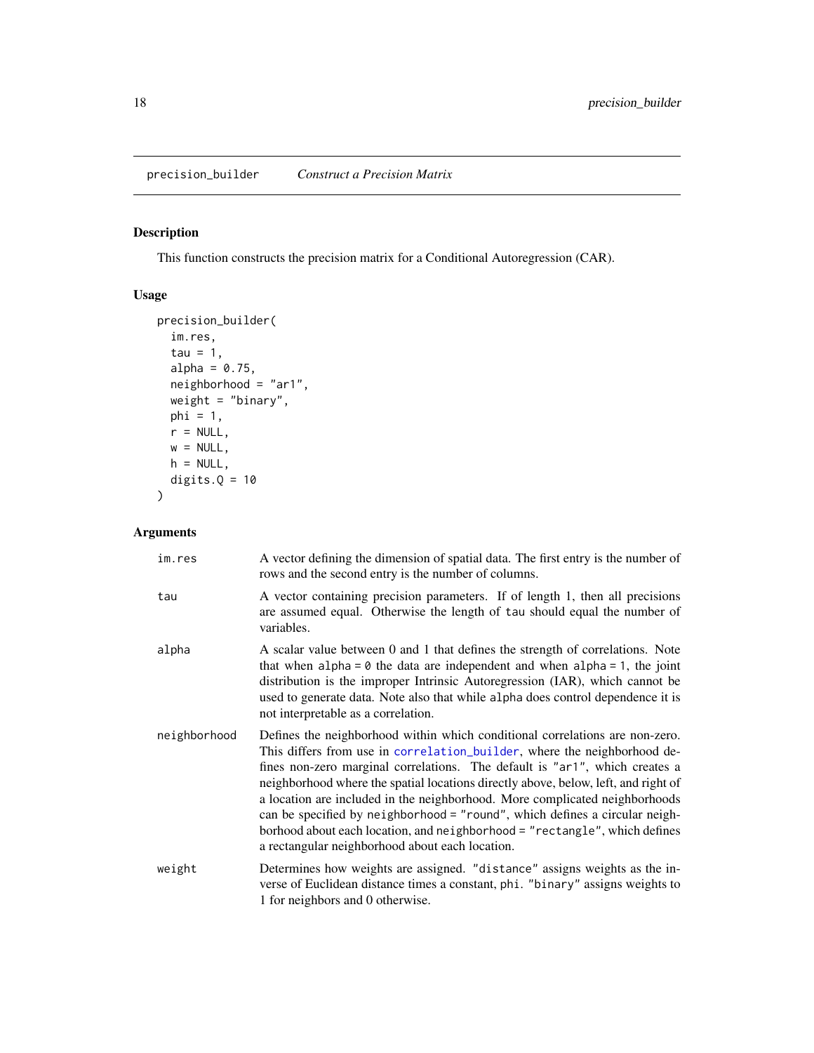## precision_builder *Construct a Precision Matrix*

### Description

This function constructs the precision matrix for a Conditional Autoregression (CAR).

### Usage

```
precision_builder(
  im.res,
  tau = 1,
  alpha = 0.75,
  neighborhood = "ar1",
  weight = "binary",
  phi = 1,
  r = NULL,
  w = NULL,
  h = NULL,
  digits.Q = 10
)
```

### Arguments

| | |
|---|---|
| im.res | A vector defining the dimension of spatial data. The first entry is the number of rows and the second entry is the number of columns. |
| tau | A vector containing precision parameters. If of length 1, then all precisions are assumed equal. Otherwise the length of tau should equal the number of variables. |
| alpha | A scalar value between 0 and 1 that defines the strength of correlations. Note that when alpha = 0 the data are independent and when alpha = 1, the joint distribution is the improper Intrinsic Autoregression (IAR), which cannot be used to generate data. Note also that while alpha does control dependence it is not interpretable as a correlation. |
| neighborhood | Defines the neighborhood within which conditional correlations are non-zero. This differs from use in correlation_builder, where the neighborhood defines non-zero marginal correlations. The default is "ar1", which creates a neighborhood where the spatial locations directly above, below, left, and right of a location are included in the neighborhood. More complicated neighborhoods can be specified by neighborhood = "round", which defines a circular neighborhood about each location, and neighborhood = "rectangle", which defines a rectangular neighborhood about each location. |
| weight | Determines how weights are assigned. "distance" assigns weights as the inverse of Euclidean distance times a constant, phi. "binary" assigns weights to 1 for neighbors and 0 otherwise. |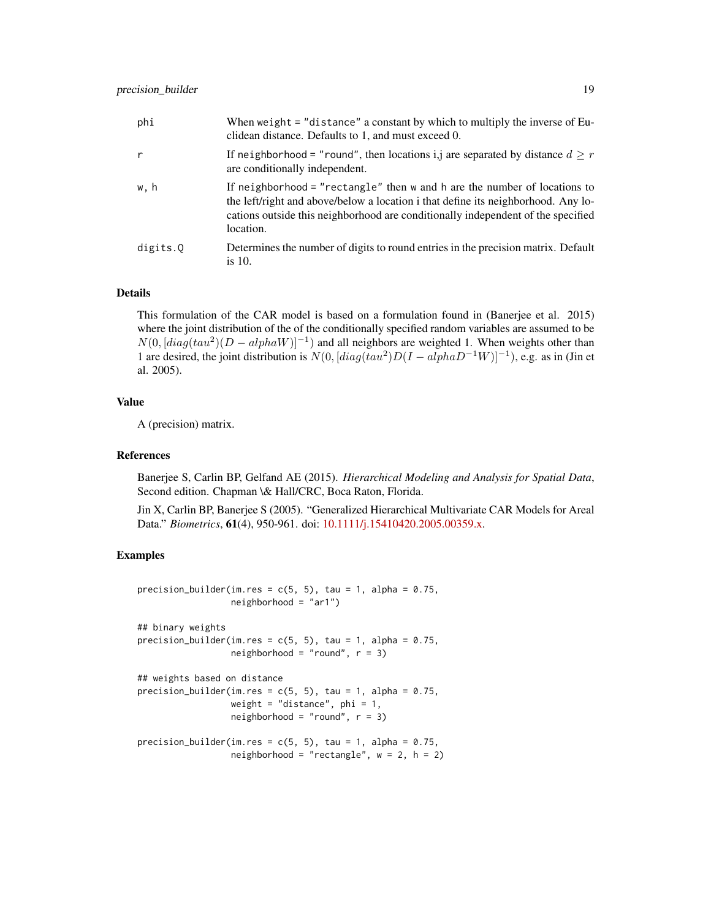| | |
|---|---|
| phi | When weight = "distance" a constant by which to multiply the inverse of Euclidean distance. Defaults to 1, and must exceed 0. |
| r | If neighborhood = "round", then locations i,j are separated by distance $d \geq r$ are conditionally independent. |
| w, h | If neighborhood = "rectangle" then w and h are the number of locations to the left/right and above/below a location i that define its neighborhood. Any locations outside this neighborhood are conditionally independent of the specified location. |
| digits.Q | Determines the number of digits to round entries in the precision matrix. Default is 10. |

## Details

This formulation of the CAR model is based on a formulation found in (Banerjee et al. 2015) where the joint distribution of the of the conditionally specified random variables are assumed to be $N(0, [diag(tau^2)(D - alphaW)]^{-1})$ and all neighbors are weighted 1. When weights other than 1 are desired, the joint distribution is $N(0, [diag(tau^2)D(I - alphaD^{-1}W)]^{-1})$, e.g. as in (Jin et al. 2005).

## Value

A (precision) matrix.

## References

Banerjee S, Carlin BP, Gelfand AE (2015). *Hierarchical Modeling and Analysis for Spatial Data*, Second edition. Chapman \& Hall/CRC, Boca Raton, Florida.

Jin X, Carlin BP, Banerjee S (2005). "Generalized Hierarchical Multivariate CAR Models for Areal Data." *Biometrics*, **61**(4), 950-961. doi: 10.1111/j.15410420.2005.00359.x.

## Examples

```
precision_builder(im.res = c(5, 5), tau = 1, alpha = 0.75,
                  neighborhood = "ar1")

## binary weights
precision_builder(im.res = c(5, 5), tau = 1, alpha = 0.75,
                  neighborhood = "round", r = 3)

## weights based on distance
precision_builder(im.res = c(5, 5), tau = 1, alpha = 0.75,
                  weight = "distance", phi = 1,
                  neighborhood = "round", r = 3)

precision_builder(im.res = c(5, 5), tau = 1, alpha = 0.75,
                  neighborhood = "rectangle", w = 2, h = 2)
```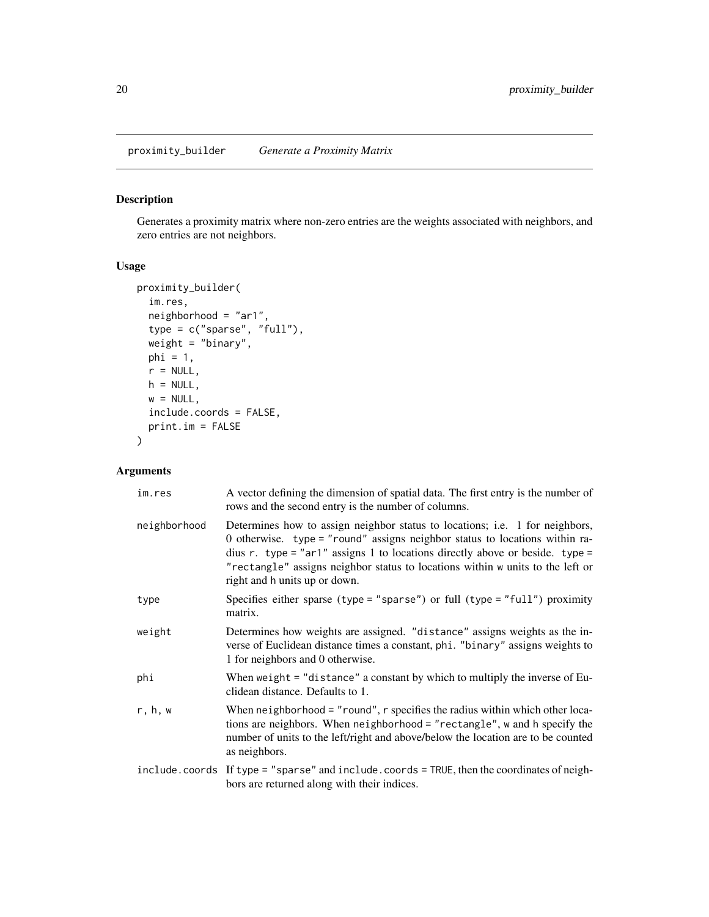## proximity_builder — *Generate a Proximity Matrix*

### Description

Generates a proximity matrix where non-zero entries are the weights associated with neighbors, and zero entries are not neighbors.

### Usage

```
proximity_builder(
  im.res,
  neighborhood = "ar1",
  type = c("sparse", "full"),
  weight = "binary",
  phi = 1,
  r = NULL,
  h = NULL,
  w = NULL,
  include.coords = FALSE,
  print.im = FALSE
)
```

### Arguments

| | |
|---|---|
| `im.res` | A vector defining the dimension of spatial data. The first entry is the number of rows and the second entry is the number of columns. |
| `neighborhood` | Determines how to assign neighbor status to locations; i.e. 1 for neighbors, 0 otherwise. `type = "round"` assigns neighbor status to locations within radius `r`. `type = "ar1"` assigns 1 to locations directly above or beside. `type = "rectangle"` assigns neighbor status to locations within `w` units to the left or right and `h` units up or down. |
| `type` | Specifies either sparse (`type = "sparse"`) or full (`type = "full"`) proximity matrix. |
| `weight` | Determines how weights are assigned. `"distance"` assigns weights as the inverse of Euclidean distance times a constant, `phi`. `"binary"` assigns weights to 1 for neighbors and 0 otherwise. |
| `phi` | When `weight = "distance"` a constant by which to multiply the inverse of Euclidean distance. Defaults to 1. |
| `r, h, w` | When `neighborhood = "round"`, `r` specifies the radius within which other locations are neighbors. When `neighborhood = "rectangle"`, `w` and `h` specify the number of units to the left/right and above/below the location are to be counted as neighbors. |
| `include.coords` | If `type = "sparse"` and `include.coords = TRUE`, then the coordinates of neighbors are returned along with their indices. |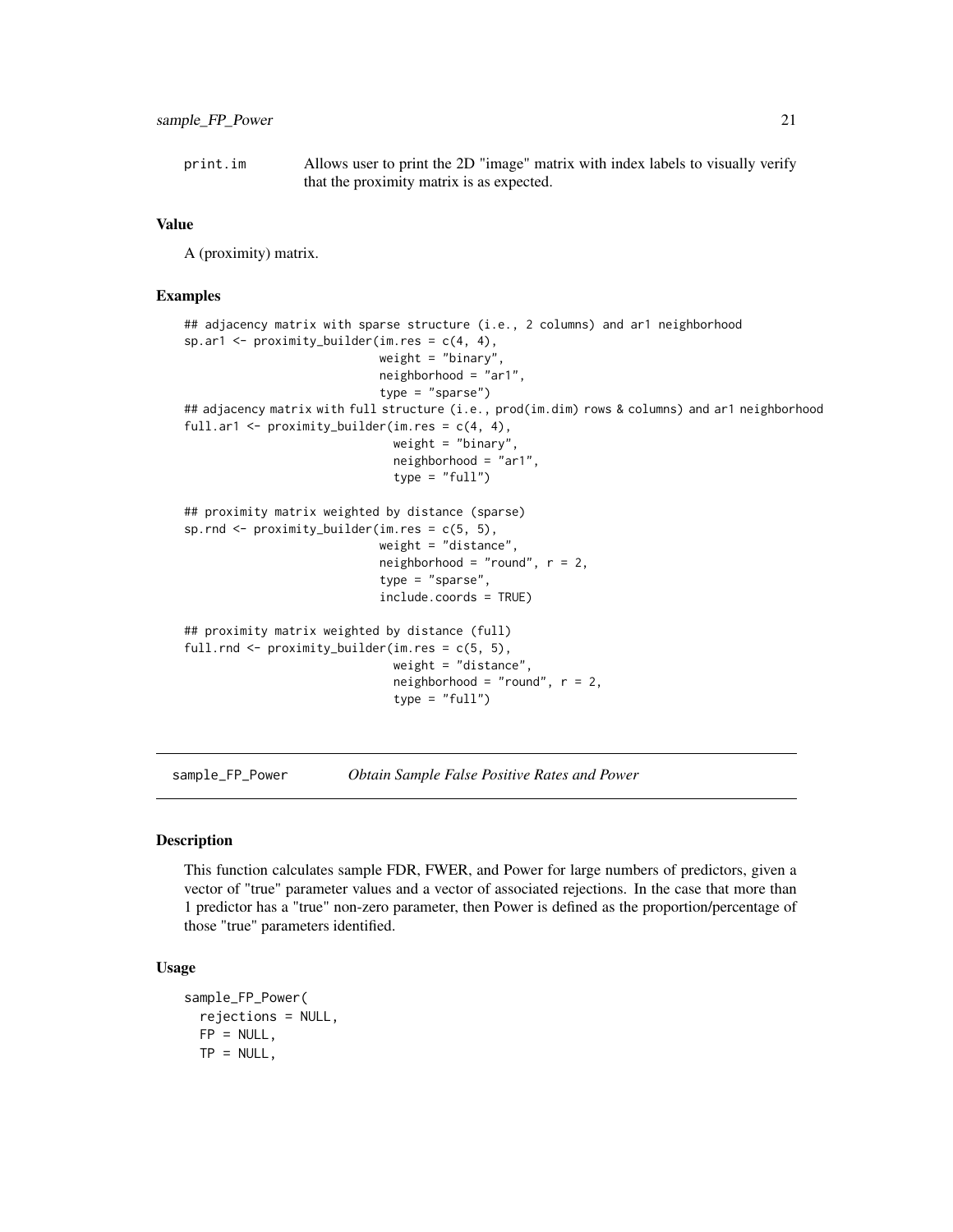print.im Allows user to print the 2D "image" matrix with index labels to visually verify that the proximity matrix is as expected.

### Value

A (proximity) matrix.

### Examples

```
## adjacency matrix with sparse structure (i.e., 2 columns) and ar1 neighborhood
sp.ar1 <- proximity_builder(im.res = c(4, 4),
                            weight = "binary",
                            neighborhood = "ar1",
                            type = "sparse")
## adjacency matrix with full structure (i.e., prod(im.dim) rows & columns) and ar1 neighborhood
full.ar1 <- proximity_builder(im.res = c(4, 4),
                              weight = "binary",
                              neighborhood = "ar1",
                              type = "full")

## proximity matrix weighted by distance (sparse)
sp.rnd <- proximity_builder(im.res = c(5, 5),
                            weight = "distance",
                            neighborhood = "round", r = 2,
                            type = "sparse",
                            include.coords = TRUE)

## proximity matrix weighted by distance (full)
full.rnd <- proximity_builder(im.res = c(5, 5),
                              weight = "distance",
                              neighborhood = "round", r = 2,
                              type = "full")
```

## sample_FP_Power *Obtain Sample False Positive Rates and Power*

### Description

This function calculates sample FDR, FWER, and Power for large numbers of predictors, given a vector of "true" parameter values and a vector of associated rejections. In the case that more than 1 predictor has a "true" non-zero parameter, then Power is defined as the proportion/percentage of those "true" parameters identified.

### Usage

```
sample_FP_Power(
  rejections = NULL,
  FP = NULL,
  TP = NULL,
```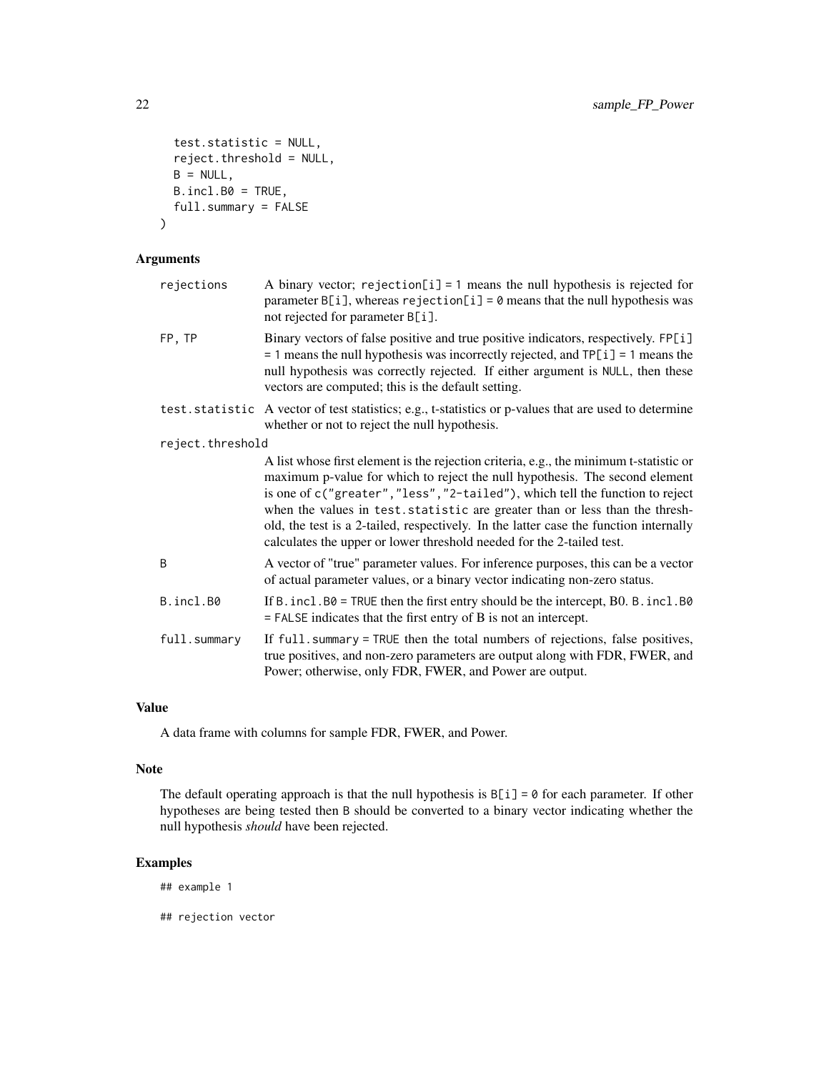```
  test.statistic = NULL,
  reject.threshold = NULL,
  B = NULL,
  B.incl.B0 = TRUE,
  full.summary = FALSE
)
```

### Arguments

| | |
|---|---|
| rejections | A binary vector; rejection[i] = 1 means the null hypothesis is rejected for parameter B[i], whereas rejection[i] = 0 means that the null hypothesis was not rejected for parameter B[i]. |
| FP, TP | Binary vectors of false positive and true positive indicators, respectively. FP[i] = 1 means the null hypothesis was incorrectly rejected, and TP[i] = 1 means the null hypothesis was correctly rejected. If either argument is NULL, then these vectors are computed; this is the default setting. |
| test.statistic | A vector of test statistics; e.g., t-statistics or p-values that are used to determine whether or not to reject the null hypothesis. |
| reject.threshold | A list whose first element is the rejection criteria, e.g., the minimum t-statistic or maximum p-value for which to reject the null hypothesis. The second element is one of c("greater","less","2-tailed"), which tell the function to reject when the values in test.statistic are greater than or less than the threshold, the test is a 2-tailed, respectively. In the latter case the function internally calculates the upper or lower threshold needed for the 2-tailed test. |
| B | A vector of "true" parameter values. For inference purposes, this can be a vector of actual parameter values, or a binary vector indicating non-zero status. |
| B.incl.B0 | If B.incl.B0 = TRUE then the first entry should be the intercept, B0. B.incl.B0 = FALSE indicates that the first entry of B is not an intercept. |
| full.summary | If full.summary = TRUE then the total numbers of rejections, false positives, true positives, and non-zero parameters are output along with FDR, FWER, and Power; otherwise, only FDR, FWER, and Power are output. |

### Value

A data frame with columns for sample FDR, FWER, and Power.

### Note

The default operating approach is that the null hypothesis is B[i] = 0 for each parameter. If other hypotheses are being tested then B should be converted to a binary vector indicating whether the null hypothesis *should* have been rejected.

### Examples

```
## example 1

## rejection vector
```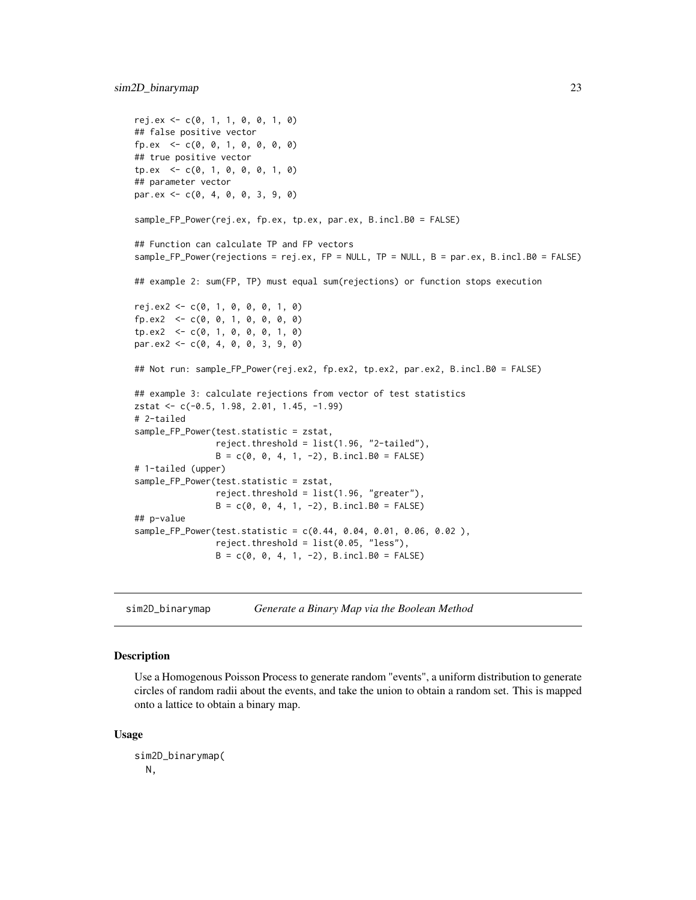```
rej.ex <- c(0, 1, 1, 0, 0, 1, 0)
## false positive vector
fp.ex  <- c(0, 0, 1, 0, 0, 0, 0)
## true positive vector
tp.ex  <- c(0, 1, 0, 0, 0, 1, 0)
## parameter vector
par.ex <- c(0, 4, 0, 0, 3, 9, 0)

sample_FP_Power(rej.ex, fp.ex, tp.ex, par.ex, B.incl.B0 = FALSE)

## Function can calculate TP and FP vectors
sample_FP_Power(rejections = rej.ex, FP = NULL, TP = NULL, B = par.ex, B.incl.B0 = FALSE)

## example 2: sum(FP, TP) must equal sum(rejections) or function stops execution

rej.ex2 <- c(0, 1, 0, 0, 0, 1, 0)
fp.ex2  <- c(0, 0, 1, 0, 0, 0, 0)
tp.ex2  <- c(0, 1, 0, 0, 0, 1, 0)
par.ex2 <- c(0, 4, 0, 0, 3, 9, 0)

## Not run: sample_FP_Power(rej.ex2, fp.ex2, tp.ex2, par.ex2, B.incl.B0 = FALSE)

## example 3: calculate rejections from vector of test statistics
zstat <- c(-0.5, 1.98, 2.01, 1.45, -1.99)
# 2-tailed
sample_FP_Power(test.statistic = zstat,
                reject.threshold = list(1.96, "2-tailed"),
                B = c(0, 0, 4, 1, -2), B.incl.B0 = FALSE)
# 1-tailed (upper)
sample_FP_Power(test.statistic = zstat,
                reject.threshold = list(1.96, "greater"),
                B = c(0, 0, 4, 1, -2), B.incl.B0 = FALSE)
## p-value
sample_FP_Power(test.statistic = c(0.44, 0.04, 0.01, 0.06, 0.02 ),
                reject.threshold = list(0.05, "less"),
                B = c(0, 0, 4, 1, -2), B.incl.B0 = FALSE)
```

---

## sim2D_binarymap — *Generate a Binary Map via the Boolean Method*

### Description

Use a Homogenous Poisson Process to generate random "events", a uniform distribution to generate circles of random radii about the events, and take the union to obtain a random set. This is mapped onto a lattice to obtain a binary map.

### Usage

```
sim2D_binarymap(
  N,
```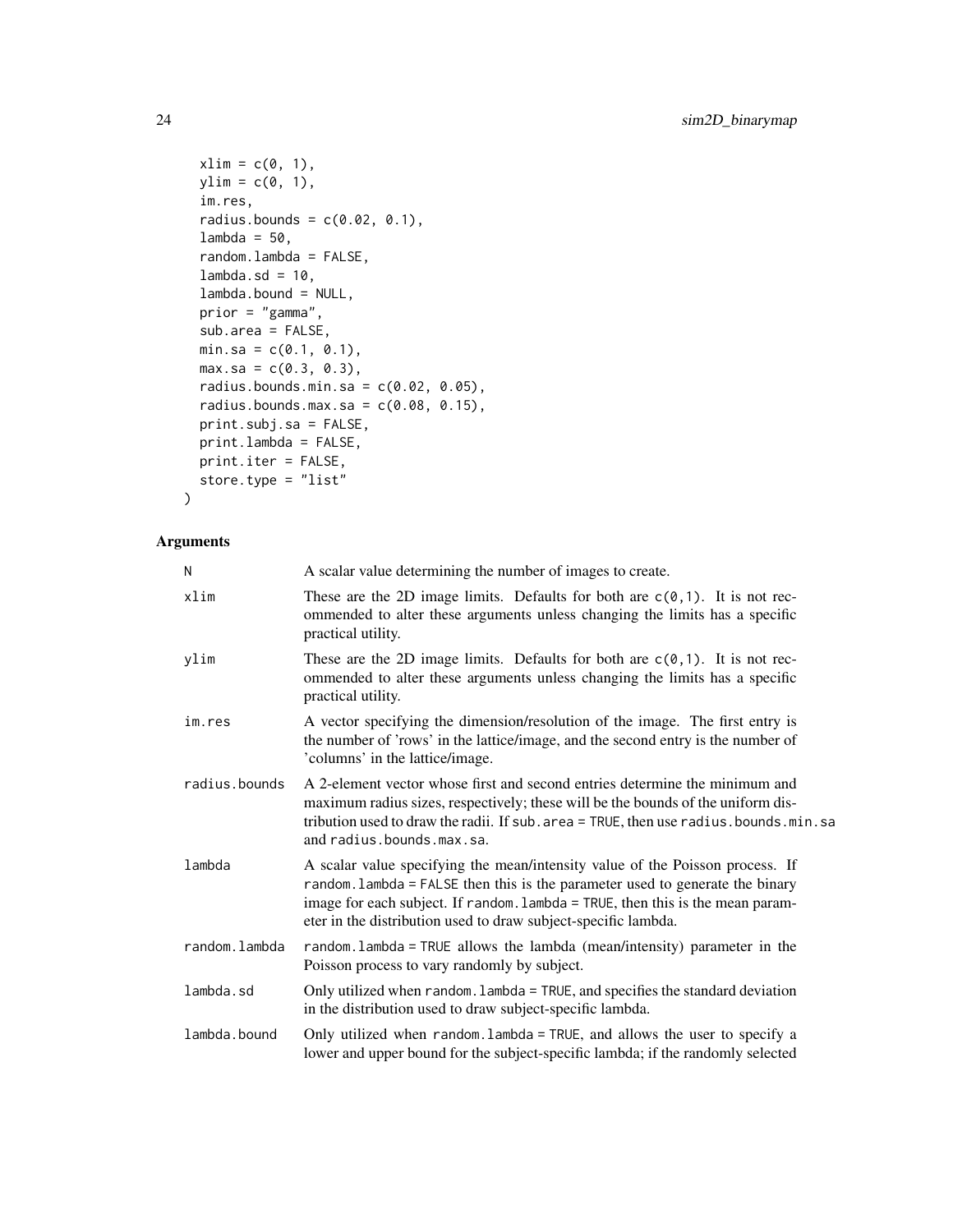```
  xlim = c(0, 1),
  ylim = c(0, 1),
  im.res,
  radius.bounds = c(0.02, 0.1),
  lambda = 50,
  random.lambda = FALSE,
  lambda.sd = 10,
  lambda.bound = NULL,
  prior = "gamma",
  sub.area = FALSE,
  min.sa = c(0.1, 0.1),
  max.sa = c(0.3, 0.3),
  radius.bounds.min.sa = c(0.02, 0.05),
  radius.bounds.max.sa = c(0.08, 0.15),
  print.subj.sa = FALSE,
  print.lambda = FALSE,
  print.iter = FALSE,
  store.type = "list"
)
```

## Arguments

| | |
|---|---|
| N | A scalar value determining the number of images to create. |
| xlim | These are the 2D image limits. Defaults for both are c(0,1). It is not recommended to alter these arguments unless changing the limits has a specific practical utility. |
| ylim | These are the 2D image limits. Defaults for both are c(0,1). It is not recommended to alter these arguments unless changing the limits has a specific practical utility. |
| im.res | A vector specifying the dimension/resolution of the image. The first entry is the number of 'rows' in the lattice/image, and the second entry is the number of 'columns' in the lattice/image. |
| radius.bounds | A 2-element vector whose first and second entries determine the minimum and maximum radius sizes, respectively; these will be the bounds of the uniform distribution used to draw the radii. If sub.area = TRUE, then use radius.bounds.min.sa and radius.bounds.max.sa. |
| lambda | A scalar value specifying the mean/intensity value of the Poisson process. If random.lambda = FALSE then this is the parameter used to generate the binary image for each subject. If random.lambda = TRUE, then this is the mean parameter in the distribution used to draw subject-specific lambda. |
| random.lambda | random.lambda = TRUE allows the lambda (mean/intensity) parameter in the Poisson process to vary randomly by subject. |
| lambda.sd | Only utilized when random.lambda = TRUE, and specifies the standard deviation in the distribution used to draw subject-specific lambda. |
| lambda.bound | Only utilized when random.lambda = TRUE, and allows the user to specify a lower and upper bound for the subject-specific lambda; if the randomly selected |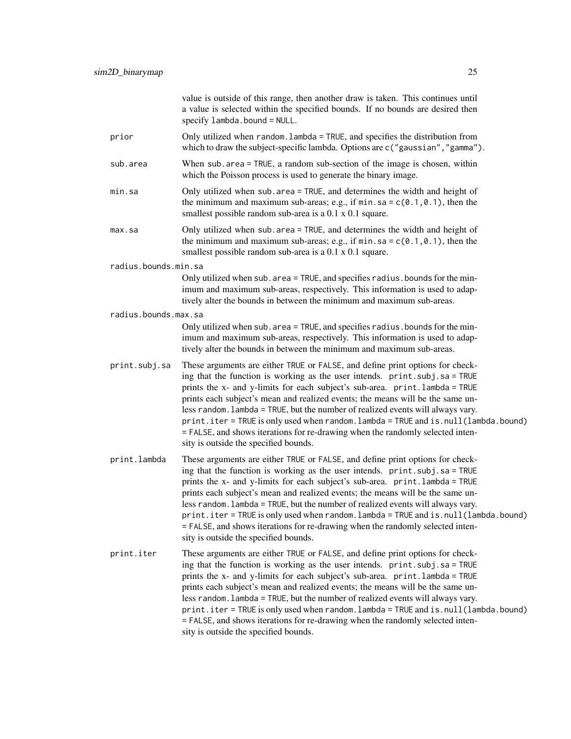value is outside of this range, then another draw is taken. This continues until a value is selected within the specified bounds. If no bounds are desired then specify `lambda.bound = NULL`.

`prior`
: Only utilized when `random.lambda = TRUE`, and specifies the distribution from which to draw the subject-specific lambda. Options are `c("gaussian","gamma")`.

`sub.area`
: When `sub.area = TRUE`, a random sub-section of the image is chosen, within which the Poisson process is used to generate the binary image.

`min.sa`
: Only utilized when `sub.area = TRUE`, and determines the width and height of the minimum and maximum sub-areas; e.g., if `min.sa = c(0.1,0.1)`, then the smallest possible random sub-area is a 0.1 x 0.1 square.

`max.sa`
: Only utilized when `sub.area = TRUE`, and determines the width and height of the minimum and maximum sub-areas; e.g., if `min.sa = c(0.1,0.1)`, then the smallest possible random sub-area is a 0.1 x 0.1 square.

`radius.bounds.min.sa`
: Only utilized when `sub.area = TRUE`, and specifies `radius.bounds` for the minimum and maximum sub-areas, respectively. This information is used to adaptively alter the bounds in between the minimum and maximum sub-areas.

`radius.bounds.max.sa`
: Only utilized when `sub.area = TRUE`, and specifies `radius.bounds` for the minimum and maximum sub-areas, respectively. This information is used to adaptively alter the bounds in between the minimum and maximum sub-areas.

`print.subj.sa`
: These arguments are either `TRUE` or `FALSE`, and define print options for checking that the function is working as the user intends. `print.subj.sa = TRUE` prints the x- and y-limits for each subject's sub-area. `print.lambda = TRUE` prints each subject's mean and realized events; the means will be the same unless `random.lambda = TRUE`, but the number of realized events will always vary. `print.iter = TRUE` is only used when `random.lambda = TRUE` and `is.null(lambda.bound) = FALSE`, and shows iterations for re-drawing when the randomly selected intensity is outside the specified bounds.

`print.lambda`
: These arguments are either `TRUE` or `FALSE`, and define print options for checking that the function is working as the user intends. `print.subj.sa = TRUE` prints the x- and y-limits for each subject's sub-area. `print.lambda = TRUE` prints each subject's mean and realized events; the means will be the same unless `random.lambda = TRUE`, but the number of realized events will always vary. `print.iter = TRUE` is only used when `random.lambda = TRUE` and `is.null(lambda.bound) = FALSE`, and shows iterations for re-drawing when the randomly selected intensity is outside the specified bounds.

`print.iter`
: These arguments are either `TRUE` or `FALSE`, and define print options for checking that the function is working as the user intends. `print.subj.sa = TRUE` prints the x- and y-limits for each subject's sub-area. `print.lambda = TRUE` prints each subject's mean and realized events; the means will be the same unless `random.lambda = TRUE`, but the number of realized events will always vary. `print.iter = TRUE` is only used when `random.lambda = TRUE` and `is.null(lambda.bound) = FALSE`, and shows iterations for re-drawing when the randomly selected intensity is outside the specified bounds.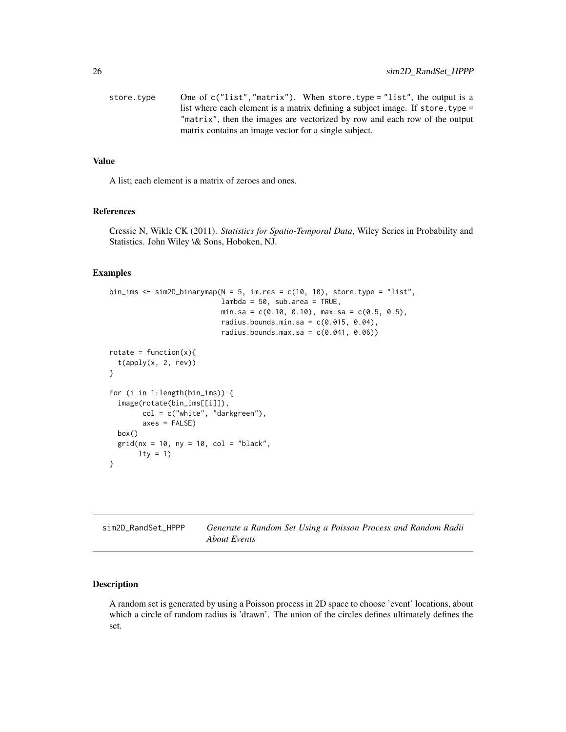store.type One of c("list","matrix"). When store.type = "list", the output is a list where each element is a matrix defining a subject image. If store.type = "matrix", then the images are vectorized by row and each row of the output matrix contains an image vector for a single subject.

### Value

A list; each element is a matrix of zeroes and ones.

### References

Cressie N, Wikle CK (2011). *Statistics for Spatio-Temporal Data*, Wiley Series in Probability and Statistics. John Wiley \& Sons, Hoboken, NJ.

### Examples

```
bin_ims <- sim2D_binarymap(N = 5, im.res = c(10, 10), store.type = "list",
                           lambda = 50, sub.area = TRUE,
                           min.sa = c(0.10, 0.10), max.sa = c(0.5, 0.5),
                           radius.bounds.min.sa = c(0.015, 0.04),
                           radius.bounds.max.sa = c(0.041, 0.06))

rotate = function(x){
  t(apply(x, 2, rev))
}

for (i in 1:length(bin_ims)) {
  image(rotate(bin_ims[[i]]),
        col = c("white", "darkgreen"),
        axes = FALSE)
  box()
  grid(nx = 10, ny = 10, col = "black",
       lty = 1)
}
```

## sim2D_RandSet_HPPP *Generate a Random Set Using a Poisson Process and Random Radii About Events*

### Description

A random set is generated by using a Poisson process in 2D space to choose 'event' locations, about which a circle of random radius is 'drawn'. The union of the circles defines ultimately defines the set.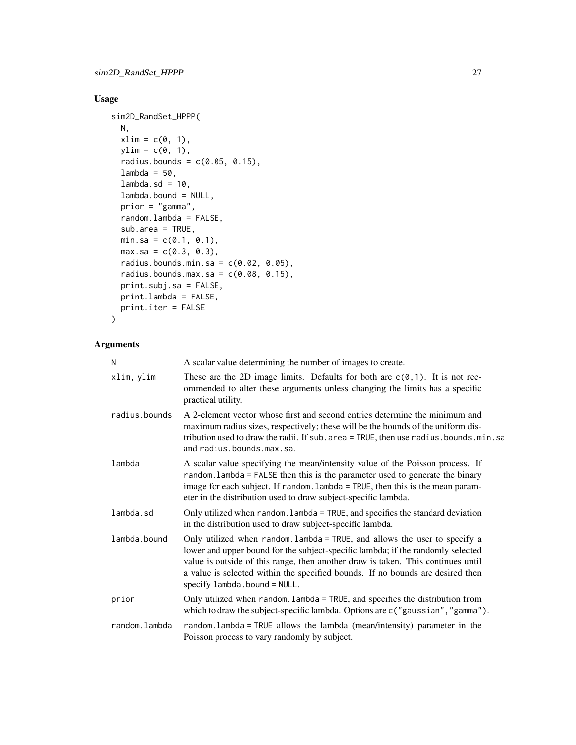## Usage

```
sim2D_RandSet_HPPP(
  N,
  xlim = c(0, 1),
  ylim = c(0, 1),
  radius.bounds = c(0.05, 0.15),
  lambda = 50,
  lambda.sd = 10,
  lambda.bound = NULL,
  prior = "gamma",
  random.lambda = FALSE,
  sub.area = TRUE,
  min.sa = c(0.1, 0.1),
  max.sa = c(0.3, 0.3),
  radius.bounds.min.sa = c(0.02, 0.05),
  radius.bounds.max.sa = c(0.08, 0.15),
  print.subj.sa = FALSE,
  print.lambda = FALSE,
  print.iter = FALSE
)
```

## Arguments

| | |
|---|---|
| `N` | A scalar value determining the number of images to create. |
| `xlim, ylim` | These are the 2D image limits. Defaults for both are `c(0,1)`. It is not recommended to alter these arguments unless changing the limits has a specific practical utility. |
| `radius.bounds` | A 2-element vector whose first and second entries determine the minimum and maximum radius sizes, respectively; these will be the bounds of the uniform distribution used to draw the radii. If `sub.area = TRUE`, then use `radius.bounds.min.sa` and `radius.bounds.max.sa`. |
| `lambda` | A scalar value specifying the mean/intensity value of the Poisson process. If `random.lambda = FALSE` then this is the parameter used to generate the binary image for each subject. If `random.lambda = TRUE`, then this is the mean parameter in the distribution used to draw subject-specific lambda. |
| `lambda.sd` | Only utilized when `random.lambda = TRUE`, and specifies the standard deviation in the distribution used to draw subject-specific lambda. |
| `lambda.bound` | Only utilized when `random.lambda = TRUE`, and allows the user to specify a lower and upper bound for the subject-specific lambda; if the randomly selected value is outside of this range, then another draw is taken. This continues until a value is selected within the specified bounds. If no bounds are desired then specify `lambda.bound = NULL`. |
| `prior` | Only utilized when `random.lambda = TRUE`, and specifies the distribution from which to draw the subject-specific lambda. Options are `c("gaussian","gamma")`. |
| `random.lambda` | `random.lambda = TRUE` allows the lambda (mean/intensity) parameter in the Poisson process to vary randomly by subject. |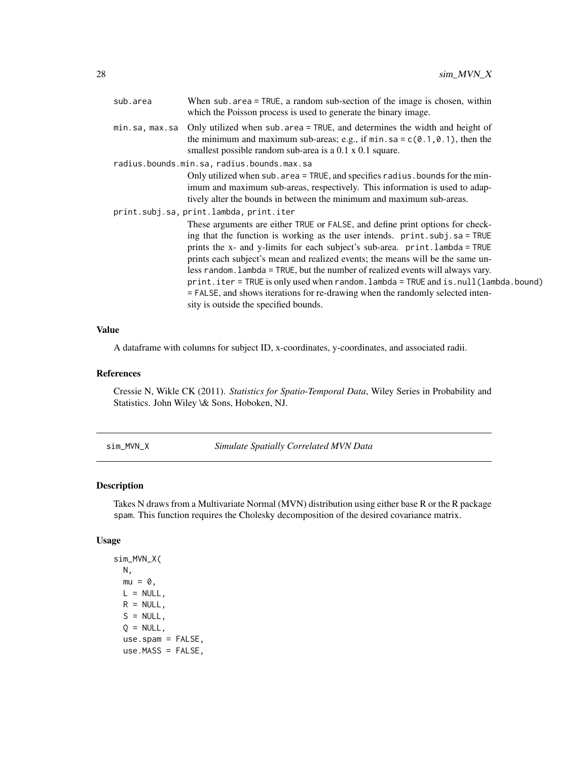sub.area
: When `sub.area = TRUE`, a random sub-section of the image is chosen, within which the Poisson process is used to generate the binary image.

min.sa, max.sa
: Only utilized when `sub.area = TRUE`, and determines the width and height of the minimum and maximum sub-areas; e.g., if `min.sa = c(0.1,0.1)`, then the smallest possible random sub-area is a 0.1 x 0.1 square.

radius.bounds.min.sa, radius.bounds.max.sa
: Only utilized when `sub.area = TRUE`, and specifies `radius.bounds` for the minimum and maximum sub-areas, respectively. This information is used to adaptively alter the bounds in between the minimum and maximum sub-areas.

print.subj.sa, print.lambda, print.iter
: These arguments are either `TRUE` or `FALSE`, and define print options for checking that the function is working as the user intends. `print.subj.sa = TRUE` prints the x- and y-limits for each subject's sub-area. `print.lambda = TRUE` prints each subject's mean and realized events; the means will be the same unless `random.lambda = TRUE`, but the number of realized events will always vary. `print.iter = TRUE` is only used when `random.lambda = TRUE` and `is.null(lambda.bound) = FALSE`, and shows iterations for re-drawing when the randomly selected intensity is outside the specified bounds.

### Value

A dataframe with columns for subject ID, x-coordinates, y-coordinates, and associated radii.

### References

Cressie N, Wikle CK (2011). *Statistics for Spatio-Temporal Data*, Wiley Series in Probability and Statistics. John Wiley \& Sons, Hoboken, NJ.

---

## sim_MVN_X — *Simulate Spatially Correlated MVN Data*

### Description

Takes N draws from a Multivariate Normal (MVN) distribution using either base R or the R package spam. This function requires the Cholesky decomposition of the desired covariance matrix.

### Usage

```
sim_MVN_X(
  N,
  mu = 0,
  L = NULL,
  R = NULL,
  S = NULL,
  Q = NULL,
  use.spam = FALSE,
  use.MASS = FALSE,
```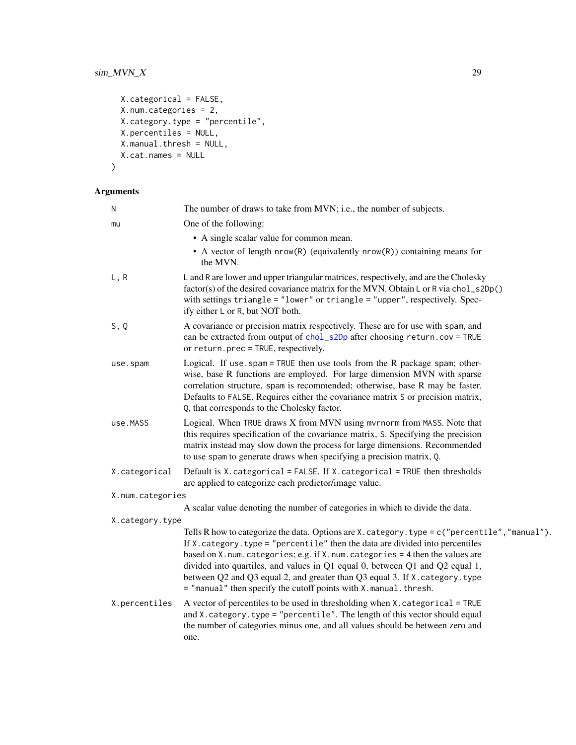```
  X.categorical = FALSE,
  X.num.categories = 2,
  X.category.type = "percentile",
  X.percentiles = NULL,
  X.manual.thresh = NULL,
  X.cat.names = NULL
)
```

## Arguments

**N** The number of draws to take from MVN; i.e., the number of subjects.

**mu** One of the following:

- A single scalar value for common mean.
- A vector of length nrow(R) (equivalently nrow(R)) containing means for the MVN.

**L, R** L and R are lower and upper triangular matrices, respectively, and are the Cholesky factor(s) of the desired covariance matrix for the MVN. Obtain L or R via chol_s2Dp() with settings triangle = "lower" or triangle = "upper", respectively. Specify either L or R, but NOT both.

**S, Q** A covariance or precision matrix respectively. These are for use with spam, and can be extracted from output of chol_s2Dp after choosing return.cov = TRUE or return.prec = TRUE, respectively.

**use.spam** Logical. If use.spam = TRUE then use tools from the R package spam; otherwise, base R functions are employed. For large dimension MVN with sparse correlation structure, spam is recommended; otherwise, base R may be faster. Defaults to FALSE. Requires either the covariance matrix S or precision matrix, Q, that corresponds to the Cholesky factor.

**use.MASS** Logical. When TRUE draws X from MVN using mvrnorm from MASS. Note that this requires specification of the covariance matrix, S. Specifying the precision matrix instead may slow down the process for large dimensions. Recommended to use spam to generate draws when specifying a precision matrix, Q.

**X.categorical** Default is X.categorical = FALSE. If X.categorical = TRUE then thresholds are applied to categorize each predictor/image value.

**X.num.categories** A scalar value denoting the number of categories in which to divide the data.

**X.category.type** Tells R how to categorize the data. Options are X.category.type = c("percentile","manual"). If X.category.type = "percentile" then the data are divided into percentiles based on X.num.categories; e.g. if X.num.categories = 4 then the values are divided into quartiles, and values in Q1 equal 0, between Q1 and Q2 equal 1, between Q2 and Q3 equal 2, and greater than Q3 equal 3. If X.category.type = "manual" then specify the cutoff points with X.manual.thresh.

**X.percentiles** A vector of percentiles to be used in thresholding when X.categorical = TRUE and X.category.type = "percentile". The length of this vector should equal the number of categories minus one, and all values should be between zero and one.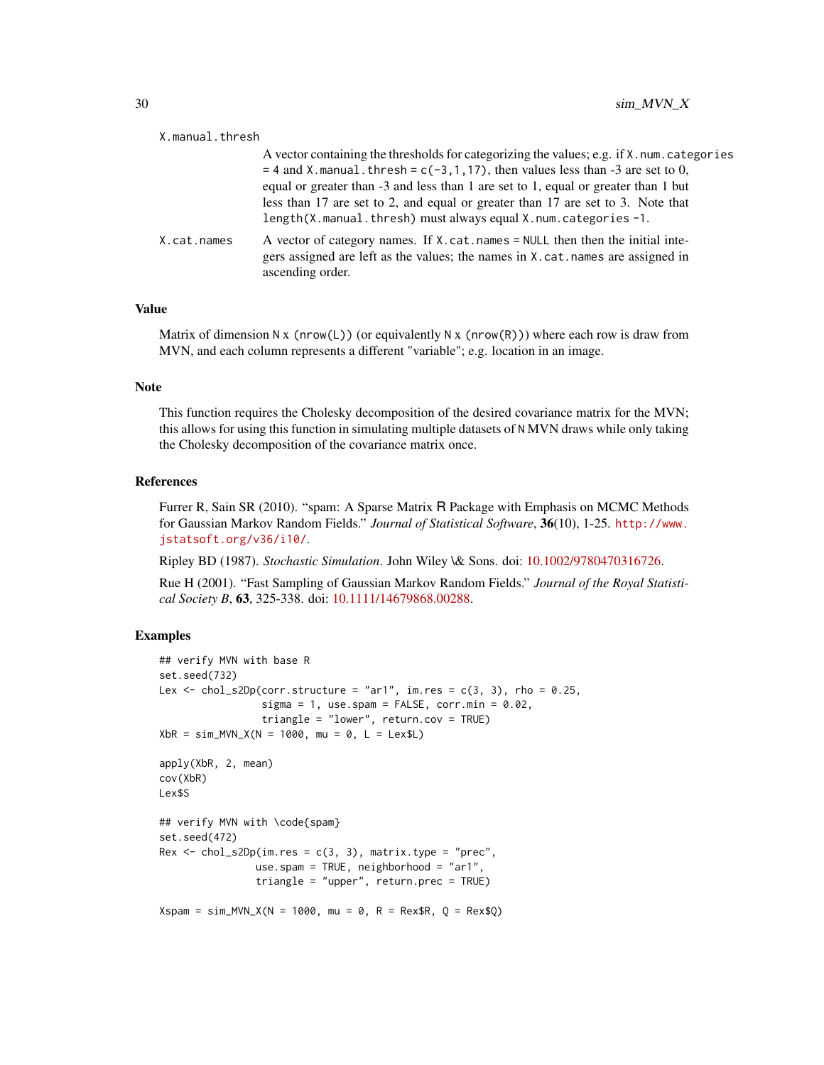X.manual.thresh

A vector containing the thresholds for categorizing the values; e.g. if `X.num.categories = 4` and `X.manual.thresh = c(-3,1,17)`, then values less than -3 are set to 0, equal or greater than -3 and less than 1 are set to 1, equal or greater than 1 but less than 17 are set to 2, and equal or greater than 17 are set to 3. Note that `length(X.manual.thresh)` must always equal `X.num.categories -1`.

X.cat.names

A vector of category names. If `X.cat.names = NULL` then then the initial integers assigned are left as the values; the names in `X.cat.names` are assigned in ascending order.

## Value

Matrix of dimension `N x (nrow(L))` (or equivalently `N x (nrow(R))`) where each row is draw from MVN, and each column represents a different "variable"; e.g. location in an image.

## Note

This function requires the Cholesky decomposition of the desired covariance matrix for the MVN; this allows for using this function in simulating multiple datasets of `N` MVN draws while only taking the Cholesky decomposition of the covariance matrix once.

## References

Furrer R, Sain SR (2010). "spam: A Sparse Matrix R Package with Emphasis on MCMC Methods for Gaussian Markov Random Fields." *Journal of Statistical Software*, **36**(10), 1-25. http://www.jstatsoft.org/v36/i10/.

Ripley BD (1987). *Stochastic Simulation*. John Wiley \& Sons. doi: 10.1002/9780470316726.

Rue H (2001). "Fast Sampling of Gaussian Markov Random Fields." *Journal of the Royal Statistical Society B*, **63**, 325-338. doi: 10.1111/14679868.00288.

## Examples

```
## verify MVN with base R
set.seed(732)
Lex <- chol_s2Dp(corr.structure = "ar1", im.res = c(3, 3), rho = 0.25,
                 sigma = 1, use.spam = FALSE, corr.min = 0.02,
                 triangle = "lower", return.cov = TRUE)
XbR = sim_MVN_X(N = 1000, mu = 0, L = Lex$L)

apply(XbR, 2, mean)
cov(XbR)
Lex$S

## verify MVN with \code{spam}
set.seed(472)
Rex <- chol_s2Dp(im.res = c(3, 3), matrix.type = "prec",
                use.spam = TRUE, neighborhood = "ar1",
                triangle = "upper", return.prec = TRUE)

Xspam = sim_MVN_X(N = 1000, mu = 0, R = Rex$R, Q = Rex$Q)
```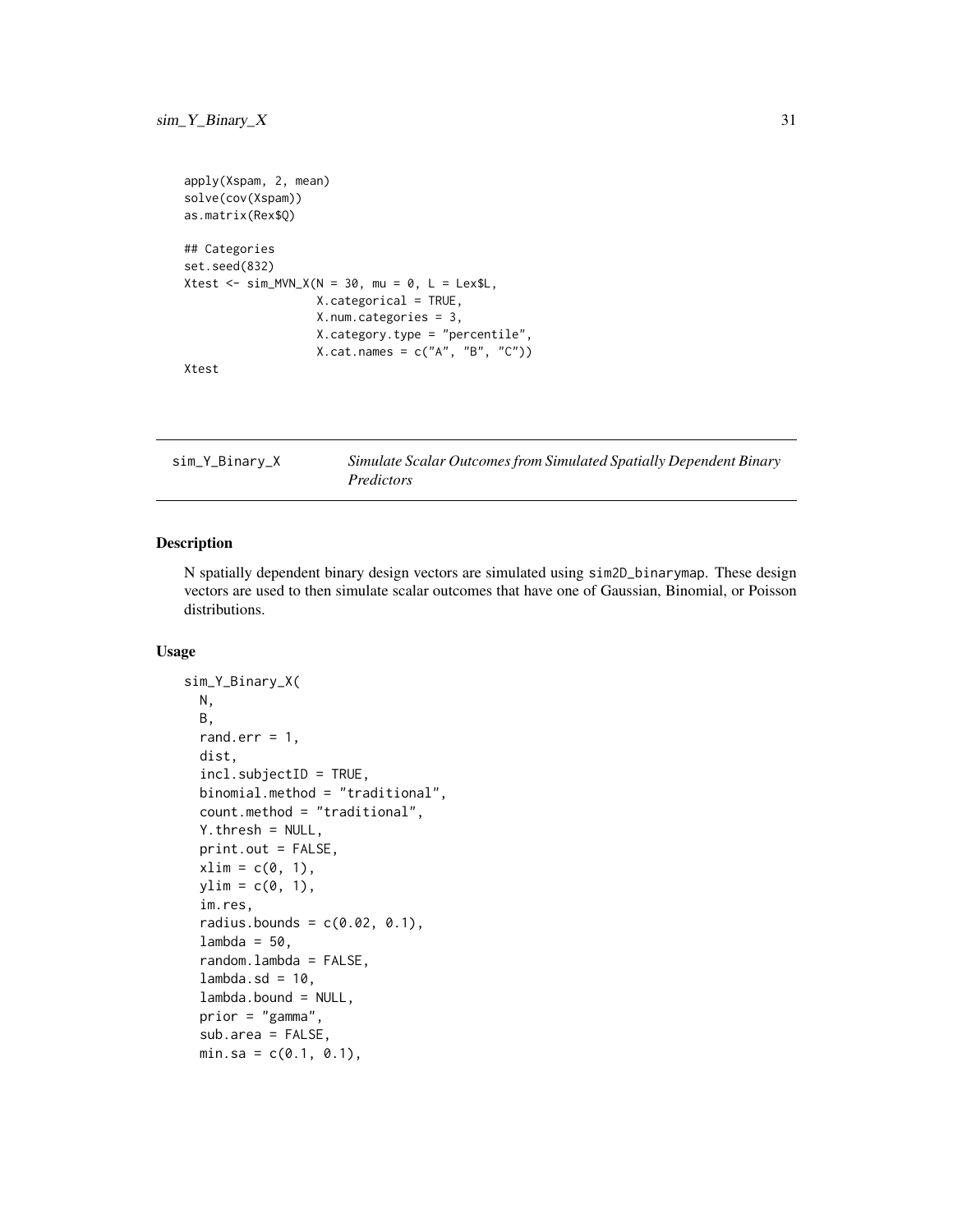```
apply(Xspam, 2, mean)
solve(cov(Xspam))
as.matrix(Rex$Q)

## Categories
set.seed(832)
Xtest <- sim_MVN_X(N = 30, mu = 0, L = Lex$L,
                   X.categorical = TRUE,
                   X.num.categories = 3,
                   X.category.type = "percentile",
                   X.cat.names = c("A", "B", "C"))
Xtest
```

---

## sim_Y_Binary_X — *Simulate Scalar Outcomes from Simulated Spatially Dependent Binary Predictors*

---

### Description

N spatially dependent binary design vectors are simulated using `sim2D_binarymap`. These design vectors are used to then simulate scalar outcomes that have one of Gaussian, Binomial, or Poisson distributions.

### Usage

```
sim_Y_Binary_X(
  N,
  B,
  rand.err = 1,
  dist,
  incl.subjectID = TRUE,
  binomial.method = "traditional",
  count.method = "traditional",
  Y.thresh = NULL,
  print.out = FALSE,
  xlim = c(0, 1),
  ylim = c(0, 1),
  im.res,
  radius.bounds = c(0.02, 0.1),
  lambda = 50,
  random.lambda = FALSE,
  lambda.sd = 10,
  lambda.bound = NULL,
  prior = "gamma",
  sub.area = FALSE,
  min.sa = c(0.1, 0.1),
```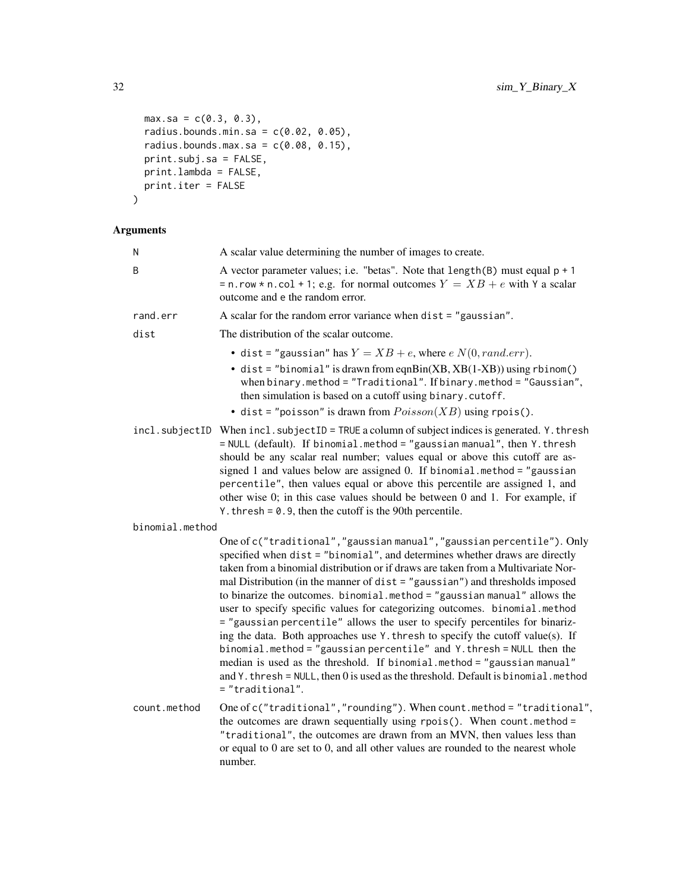```
  max.sa = c(0.3, 0.3),
  radius.bounds.min.sa = c(0.02, 0.05),
  radius.bounds.max.sa = c(0.08, 0.15),
  print.subj.sa = FALSE,
  print.lambda = FALSE,
  print.iter = FALSE
)
```

## Arguments

| | |
|---|---|
| N | A scalar value determining the number of images to create. |
| B | A vector parameter values; i.e. "betas". Note that length(B) must equal p + 1 = n.row * n.col + 1; e.g. for normal outcomes $Y = XB + e$ with Y a scalar outcome and e the random error. |
| rand.err | A scalar for the random error variance when dist = "gaussian". |
| dist | The distribution of the scalar outcome.<br>• dist = "gaussian" has $Y = XB + e$, where $e \; N(0, rand.err)$.<br>• dist = "binomial" is drawn from eqnBin(XB, XB(1-XB)) using rbinom() when binary.method = "Traditional". If binary.method = "Gaussian", then simulation is based on a cutoff using binary.cutoff.<br>• dist = "poisson" is drawn from $Poisson(XB)$ using rpois(). |
| incl.subjectID | When incl.subjectID = TRUE a column of subject indices is generated. Y.thresh = NULL (default). If binomial.method = "gaussian manual", then Y.thresh should be any scalar real number; values equal or above this cutoff are assigned 1 and values below are assigned 0. If binomial.method = "gaussian percentile", then values equal or above this percentile are assigned 1, and other wise 0; in this case values should be between 0 and 1. For example, if Y.thresh = 0.9, then the cutoff is the 90th percentile. |
| binomial.method | One of c("traditional","gaussian manual","gaussian percentile"). Only specified when dist = "binomial", and determines whether draws are directly taken from a binomial distribution or if draws are taken from a Multivariate Normal Distribution (in the manner of dist = "gaussian") and thresholds imposed to binarize the outcomes. binomial.method = "gaussian manual" allows the user to specify specific values for categorizing outcomes. binomial.method = "gaussian percentile" allows the user to specify percentiles for binarizing the data. Both approaches use Y.thresh to specify the cutoff value(s). If binomial.method = "gaussian percentile" and Y.thresh = NULL then the median is used as the threshold. If binomial.method = "gaussian manual" and Y.thresh = NULL, then 0 is used as the threshold. Default is binomial.method = "traditional". |
| count.method | One of c("traditional","rounding"). When count.method = "traditional", the outcomes are drawn sequentially using rpois(). When count.method = "traditional", the outcomes are drawn from an MVN, then values less than or equal to 0 are set to 0, and all other values are rounded to the nearest whole number. |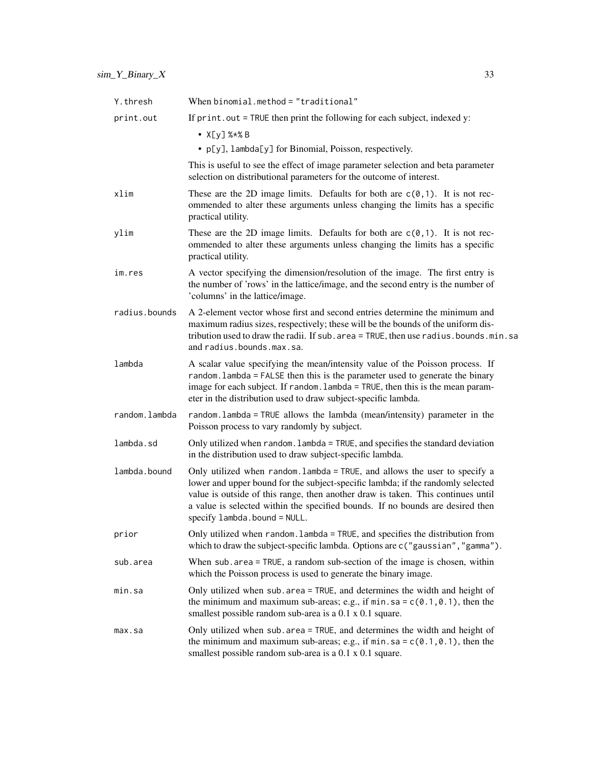| | |
|---|---|
| Y.thresh | When binomial.method = "traditional" |
| print.out | If print.out = TRUE then print the following for each subject, indexed y:<br>• X[y] %*% B<br>• p[y], lambda[y] for Binomial, Poisson, respectively.<br>This is useful to see the effect of image parameter selection and beta parameter selection on distributional parameters for the outcome of interest. |
| xlim | These are the 2D image limits. Defaults for both are c(0,1). It is not recommended to alter these arguments unless changing the limits has a specific practical utility. |
| ylim | These are the 2D image limits. Defaults for both are c(0,1). It is not recommended to alter these arguments unless changing the limits has a specific practical utility. |
| im.res | A vector specifying the dimension/resolution of the image. The first entry is the number of 'rows' in the lattice/image, and the second entry is the number of 'columns' in the lattice/image. |
| radius.bounds | A 2-element vector whose first and second entries determine the minimum and maximum radius sizes, respectively; these will be the bounds of the uniform distribution used to draw the radii. If sub.area = TRUE, then use radius.bounds.min.sa and radius.bounds.max.sa. |
| lambda | A scalar value specifying the mean/intensity value of the Poisson process. If random.lambda = FALSE then this is the parameter used to generate the binary image for each subject. If random.lambda = TRUE, then this is the mean parameter in the distribution used to draw subject-specific lambda. |
| random.lambda | random.lambda = TRUE allows the lambda (mean/intensity) parameter in the Poisson process to vary randomly by subject. |
| lambda.sd | Only utilized when random.lambda = TRUE, and specifies the standard deviation in the distribution used to draw subject-specific lambda. |
| lambda.bound | Only utilized when random.lambda = TRUE, and allows the user to specify a lower and upper bound for the subject-specific lambda; if the randomly selected value is outside of this range, then another draw is taken. This continues until a value is selected within the specified bounds. If no bounds are desired then specify lambda.bound = NULL. |
| prior | Only utilized when random.lambda = TRUE, and specifies the distribution from which to draw the subject-specific lambda. Options are c("gaussian","gamma"). |
| sub.area | When sub.area = TRUE, a random sub-section of the image is chosen, within which the Poisson process is used to generate the binary image. |
| min.sa | Only utilized when sub.area = TRUE, and determines the width and height of the minimum and maximum sub-areas; e.g., if min.sa = c(0.1,0.1), then the smallest possible random sub-area is a 0.1 x 0.1 square. |
| max.sa | Only utilized when sub.area = TRUE, and determines the width and height of the minimum and maximum sub-areas; e.g., if min.sa = c(0.1,0.1), then the smallest possible random sub-area is a 0.1 x 0.1 square. |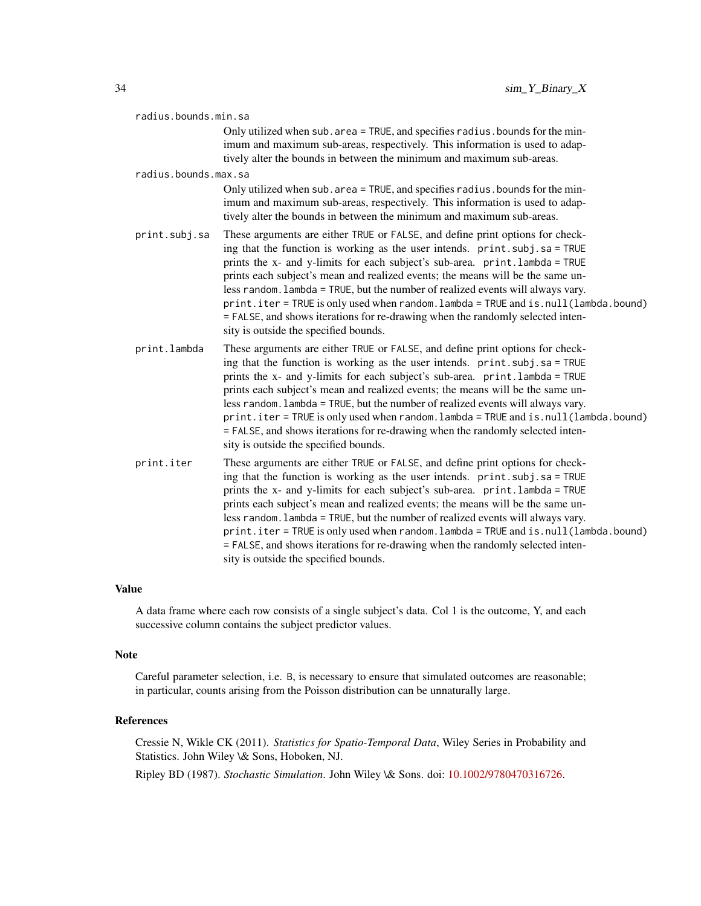`radius.bounds.min.sa`
: Only utilized when `sub.area = TRUE`, and specifies `radius.bounds` for the minimum and maximum sub-areas, respectively. This information is used to adaptively alter the bounds in between the minimum and maximum sub-areas.

`radius.bounds.max.sa`
: Only utilized when `sub.area = TRUE`, and specifies `radius.bounds` for the minimum and maximum sub-areas, respectively. This information is used to adaptively alter the bounds in between the minimum and maximum sub-areas.

`print.subj.sa`
: These arguments are either `TRUE` or `FALSE`, and define print options for checking that the function is working as the user intends. `print.subj.sa = TRUE` prints the x- and y-limits for each subject's sub-area. `print.lambda = TRUE` prints each subject's mean and realized events; the means will be the same unless `random.lambda = TRUE`, but the number of realized events will always vary. `print.iter = TRUE` is only used when `random.lambda = TRUE` and `is.null(lambda.bound) = FALSE`, and shows iterations for re-drawing when the randomly selected intensity is outside the specified bounds.

`print.lambda`
: These arguments are either `TRUE` or `FALSE`, and define print options for checking that the function is working as the user intends. `print.subj.sa = TRUE` prints the x- and y-limits for each subject's sub-area. `print.lambda = TRUE` prints each subject's mean and realized events; the means will be the same unless `random.lambda = TRUE`, but the number of realized events will always vary. `print.iter = TRUE` is only used when `random.lambda = TRUE` and `is.null(lambda.bound) = FALSE`, and shows iterations for re-drawing when the randomly selected intensity is outside the specified bounds.

`print.iter`
: These arguments are either `TRUE` or `FALSE`, and define print options for checking that the function is working as the user intends. `print.subj.sa = TRUE` prints the x- and y-limits for each subject's sub-area. `print.lambda = TRUE` prints each subject's mean and realized events; the means will be the same unless `random.lambda = TRUE`, but the number of realized events will always vary. `print.iter = TRUE` is only used when `random.lambda = TRUE` and `is.null(lambda.bound) = FALSE`, and shows iterations for re-drawing when the randomly selected intensity is outside the specified bounds.

## Value

A data frame where each row consists of a single subject's data. Col 1 is the outcome, Y, and each successive column contains the subject predictor values.

## Note

Careful parameter selection, i.e. `B`, is necessary to ensure that simulated outcomes are reasonable; in particular, counts arising from the Poisson distribution can be unnaturally large.

## References

Cressie N, Wikle CK (2011). *Statistics for Spatio-Temporal Data*, Wiley Series in Probability and Statistics. John Wiley \& Sons, Hoboken, NJ.

Ripley BD (1987). *Stochastic Simulation*. John Wiley \& Sons. doi: 10.1002/9780470316726.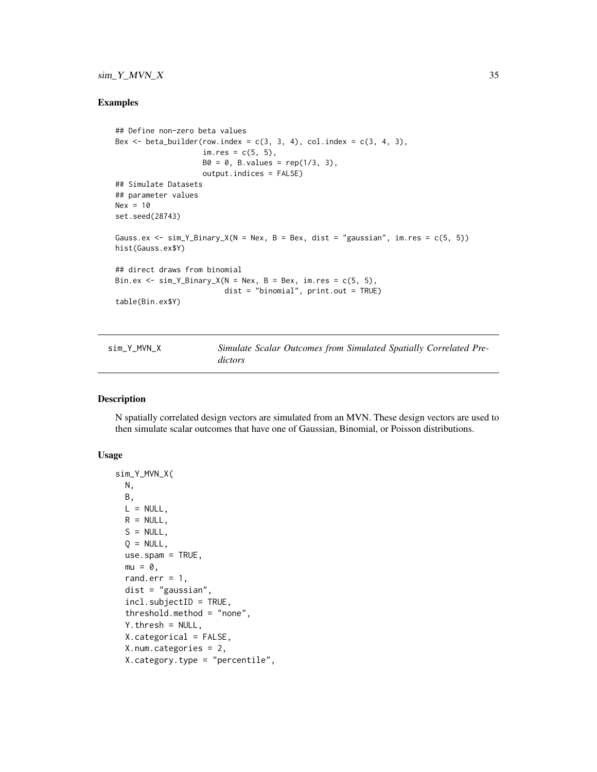## Examples

```
## Define non-zero beta values
Bex <- beta_builder(row.index = c(3, 3, 4), col.index = c(3, 4, 3),
                    im.res = c(5, 5),
                    B0 = 0, B.values = rep(1/3, 3),
                    output.indices = FALSE)
## Simulate Datasets
## parameter values
Nex = 10
set.seed(28743)

Gauss.ex <- sim_Y_Binary_X(N = Nex, B = Bex, dist = "gaussian", im.res = c(5, 5))
hist(Gauss.ex$Y)

## direct draws from binomial
Bin.ex <- sim_Y_Binary_X(N = Nex, B = Bex, im.res = c(5, 5),
                         dist = "binomial", print.out = TRUE)
table(Bin.ex$Y)
```

---

# sim_Y_MVN_X — *Simulate Scalar Outcomes from Simulated Spatially Correlated Predictors*

---

## Description

N spatially correlated design vectors are simulated from an MVN. These design vectors are used to then simulate scalar outcomes that have one of Gaussian, Binomial, or Poisson distributions.

## Usage

```
sim_Y_MVN_X(
  N,
  B,
  L = NULL,
  R = NULL,
  S = NULL,
  Q = NULL,
  use.spam = TRUE,
  mu = 0,
  rand.err = 1,
  dist = "gaussian",
  incl.subjectID = TRUE,
  threshold.method = "none",
  Y.thresh = NULL,
  X.categorical = FALSE,
  X.num.categories = 2,
  X.category.type = "percentile",
```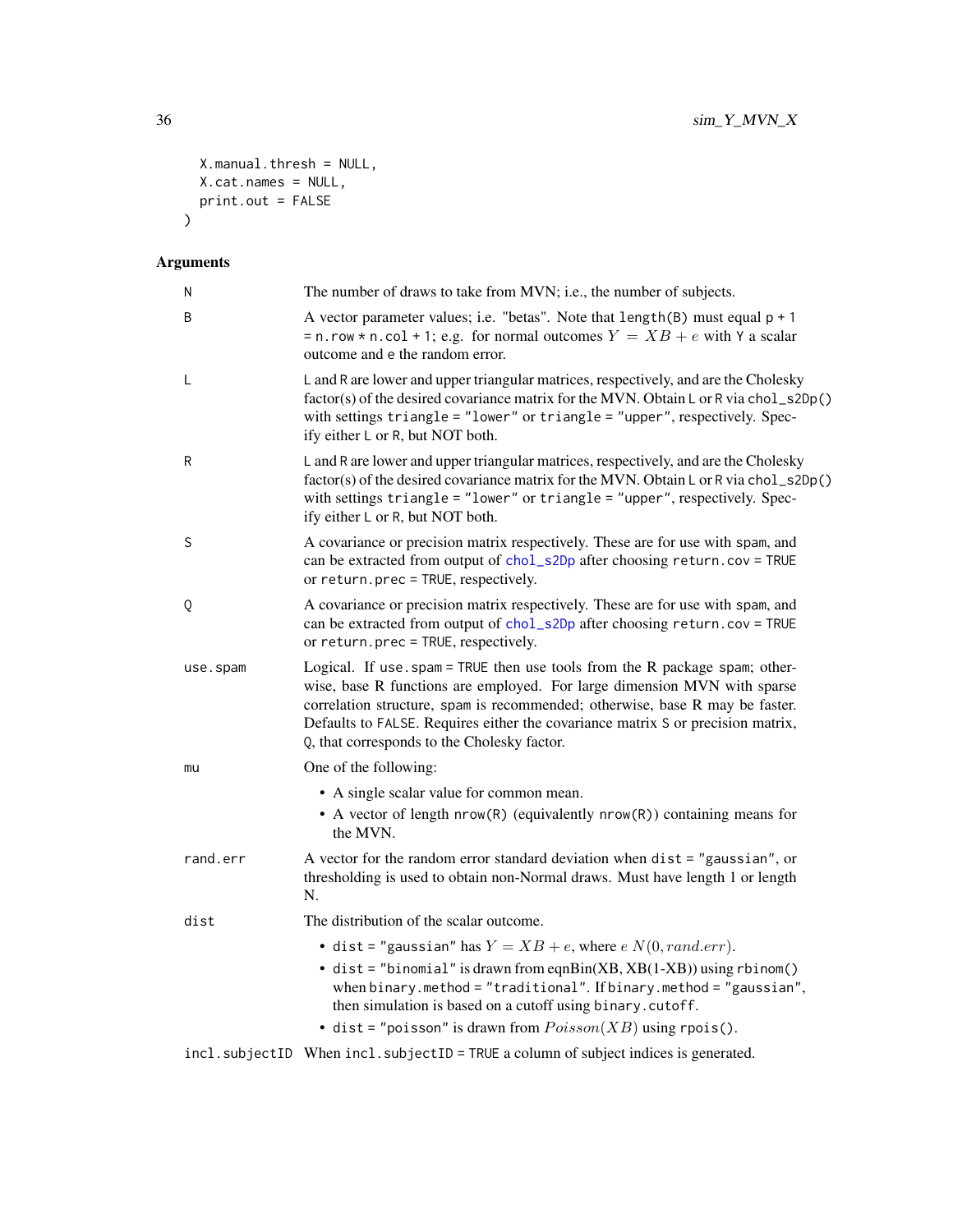```
  X.manual.thresh = NULL,
  X.cat.names = NULL,
  print.out = FALSE
)
```

## Arguments

| | |
|---|---|
| N | The number of draws to take from MVN; i.e., the number of subjects. |
| B | A vector parameter values; i.e. "betas". Note that `length(B)` must equal `p + 1` = `n.row * n.col + 1`; e.g. for normal outcomes $Y = XB + e$ with Y a scalar outcome and e the random error. |
| L | L and R are lower and upper triangular matrices, respectively, and are the Cholesky factor(s) of the desired covariance matrix for the MVN. Obtain L or R via `chol_s2Dp()` with settings `triangle = "lower"` or `triangle = "upper"`, respectively. Specify either L or R, but NOT both. |
| R | L and R are lower and upper triangular matrices, respectively, and are the Cholesky factor(s) of the desired covariance matrix for the MVN. Obtain L or R via `chol_s2Dp()` with settings `triangle = "lower"` or `triangle = "upper"`, respectively. Specify either L or R, but NOT both. |
| S | A covariance or precision matrix respectively. These are for use with spam, and can be extracted from output of `chol_s2Dp` after choosing `return.cov = TRUE` or `return.prec = TRUE`, respectively. |
| Q | A covariance or precision matrix respectively. These are for use with spam, and can be extracted from output of `chol_s2Dp` after choosing `return.cov = TRUE` or `return.prec = TRUE`, respectively. |
| use.spam | Logical. If `use.spam = TRUE` then use tools from the R package spam; otherwise, base R functions are employed. For large dimension MVN with sparse correlation structure, spam is recommended; otherwise, base R may be faster. Defaults to FALSE. Requires either the covariance matrix S or precision matrix, Q, that corresponds to the Cholesky factor. |
| mu | One of the following: <br>• A single scalar value for common mean.<br>• A vector of length `nrow(R)` (equivalently `nrow(R)`) containing means for the MVN. |
| rand.err | A vector for the random error standard deviation when `dist = "gaussian"`, or thresholding is used to obtain non-Normal draws. Must have length 1 or length N. |
| dist | The distribution of the scalar outcome.<br>• `dist = "gaussian"` has $Y = XB + e$, where $e\ N(0, rand.err)$.<br>• `dist = "binomial"` is drawn from eqnBin(XB, XB(1-XB)) using `rbinom()` when `binary.method = "traditional"`. If `binary.method = "gaussian"`, then simulation is based on a cutoff using `binary.cutoff`.<br>• `dist = "poisson"` is drawn from $Poisson(XB)$ using `rpois()`. |
| incl.subjectID | When `incl.subjectID = TRUE` a column of subject indices is generated. |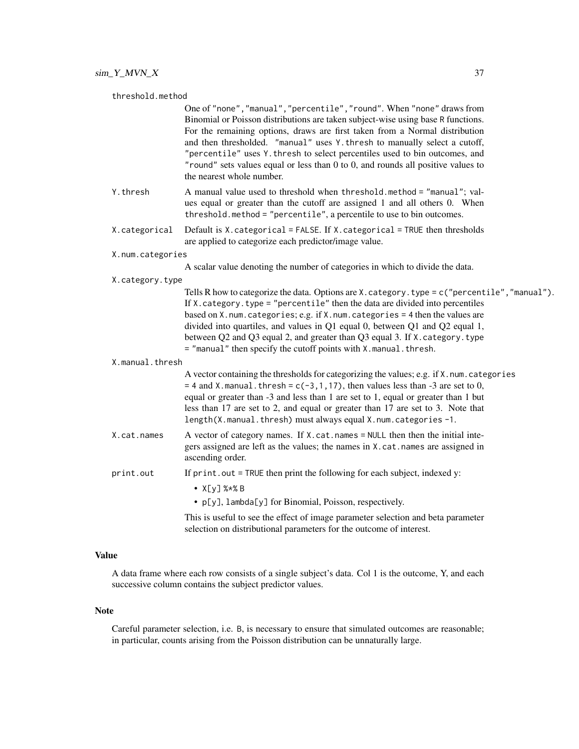threshold.method

One of "none","manual","percentile","round". When "none" draws from Binomial or Poisson distributions are taken subject-wise using base R functions. For the remaining options, draws are first taken from a Normal distribution and then thresholded. "manual" uses Y.thresh to manually select a cutoff, "percentile" uses Y.thresh to select percentiles used to bin outcomes, and "round" sets values equal or less than 0 to 0, and rounds all positive values to the nearest whole number.

Y.thresh

A manual value used to threshold when threshold.method = "manual"; values equal or greater than the cutoff are assigned 1 and all others 0. When threshold.method = "percentile", a percentile to use to bin outcomes.

X.categorical

Default is X.categorical = FALSE. If X.categorical = TRUE then thresholds are applied to categorize each predictor/image value.

X.num.categories

A scalar value denoting the number of categories in which to divide the data.

X.category.type

Tells R how to categorize the data. Options are X.category.type = c("percentile","manual"). If X.category.type = "percentile" then the data are divided into percentiles based on X.num.categories; e.g. if X.num.categories = 4 then the values are divided into quartiles, and values in Q1 equal 0, between Q1 and Q2 equal 1, between Q2 and Q3 equal 2, and greater than Q3 equal 3. If X.category.type = "manual" then specify the cutoff points with X.manual.thresh.

X.manual.thresh

A vector containing the thresholds for categorizing the values; e.g. if X.num.categories = 4 and X.manual.thresh = c(-3,1,17), then values less than -3 are set to 0, equal or greater than -3 and less than 1 are set to 1, equal or greater than 1 but less than 17 are set to 2, and equal or greater than 17 are set to 3. Note that length(X.manual.thresh) must always equal X.num.categories -1.

X.cat.names

A vector of category names. If X.cat.names = NULL then then the initial integers assigned are left as the values; the names in X.cat.names are assigned in ascending order.

print.out

If print.out = TRUE then print the following for each subject, indexed y:

- X[y] %*% B
- p[y], lambda[y] for Binomial, Poisson, respectively.

This is useful to see the effect of image parameter selection and beta parameter selection on distributional parameters for the outcome of interest.

## Value

A data frame where each row consists of a single subject's data. Col 1 is the outcome, Y, and each successive column contains the subject predictor values.

## Note

Careful parameter selection, i.e. B, is necessary to ensure that simulated outcomes are reasonable; in particular, counts arising from the Poisson distribution can be unnaturally large.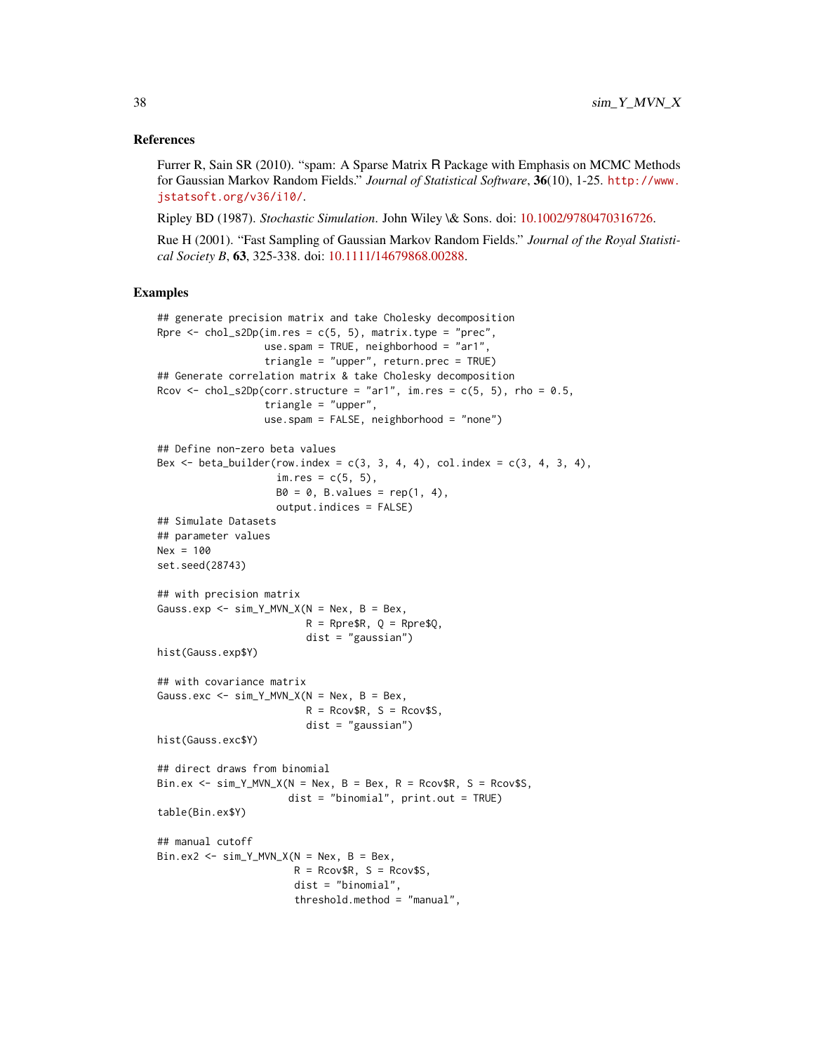### References

Furrer R, Sain SR (2010). "spam: A Sparse Matrix R Package with Emphasis on MCMC Methods for Gaussian Markov Random Fields." *Journal of Statistical Software*, **36**(10), 1-25. http://www.jstatsoft.org/v36/i10/.

Ripley BD (1987). *Stochastic Simulation*. John Wiley \& Sons. doi: 10.1002/9780470316726.

Rue H (2001). "Fast Sampling of Gaussian Markov Random Fields." *Journal of the Royal Statistical Society B*, **63**, 325-338. doi: 10.1111/14679868.00288.

### Examples

```
## generate precision matrix and take Cholesky decomposition
Rpre <- chol_s2Dp(im.res = c(5, 5), matrix.type = "prec",
                  use.spam = TRUE, neighborhood = "ar1",
                  triangle = "upper", return.prec = TRUE)
## Generate correlation matrix & take Cholesky decomposition
Rcov <- chol_s2Dp(corr.structure = "ar1", im.res = c(5, 5), rho = 0.5,
                  triangle = "upper",
                  use.spam = FALSE, neighborhood = "none")

## Define non-zero beta values
Bex <- beta_builder(row.index = c(3, 3, 4, 4), col.index = c(3, 4, 3, 4),
                    im.res = c(5, 5),
                    B0 = 0, B.values = rep(1, 4),
                    output.indices = FALSE)
## Simulate Datasets
## parameter values
Nex = 100
set.seed(28743)

## with precision matrix
Gauss.exp <- sim_Y_MVN_X(N = Nex, B = Bex,
                         R = Rpre$R, Q = Rpre$Q,
                         dist = "gaussian")
hist(Gauss.exp$Y)

## with covariance matrix
Gauss.exc <- sim_Y_MVN_X(N = Nex, B = Bex,
                         R = Rcov$R, S = Rcov$S,
                         dist = "gaussian")
hist(Gauss.exc$Y)

## direct draws from binomial
Bin.ex <- sim_Y_MVN_X(N = Nex, B = Bex, R = Rcov$R, S = Rcov$S,
                      dist = "binomial", print.out = TRUE)
table(Bin.ex$Y)

## manual cutoff
Bin.ex2 <- sim_Y_MVN_X(N = Nex, B = Bex,
                       R = Rcov$R, S = Rcov$S,
                       dist = "binomial",
                       threshold.method = "manual",
```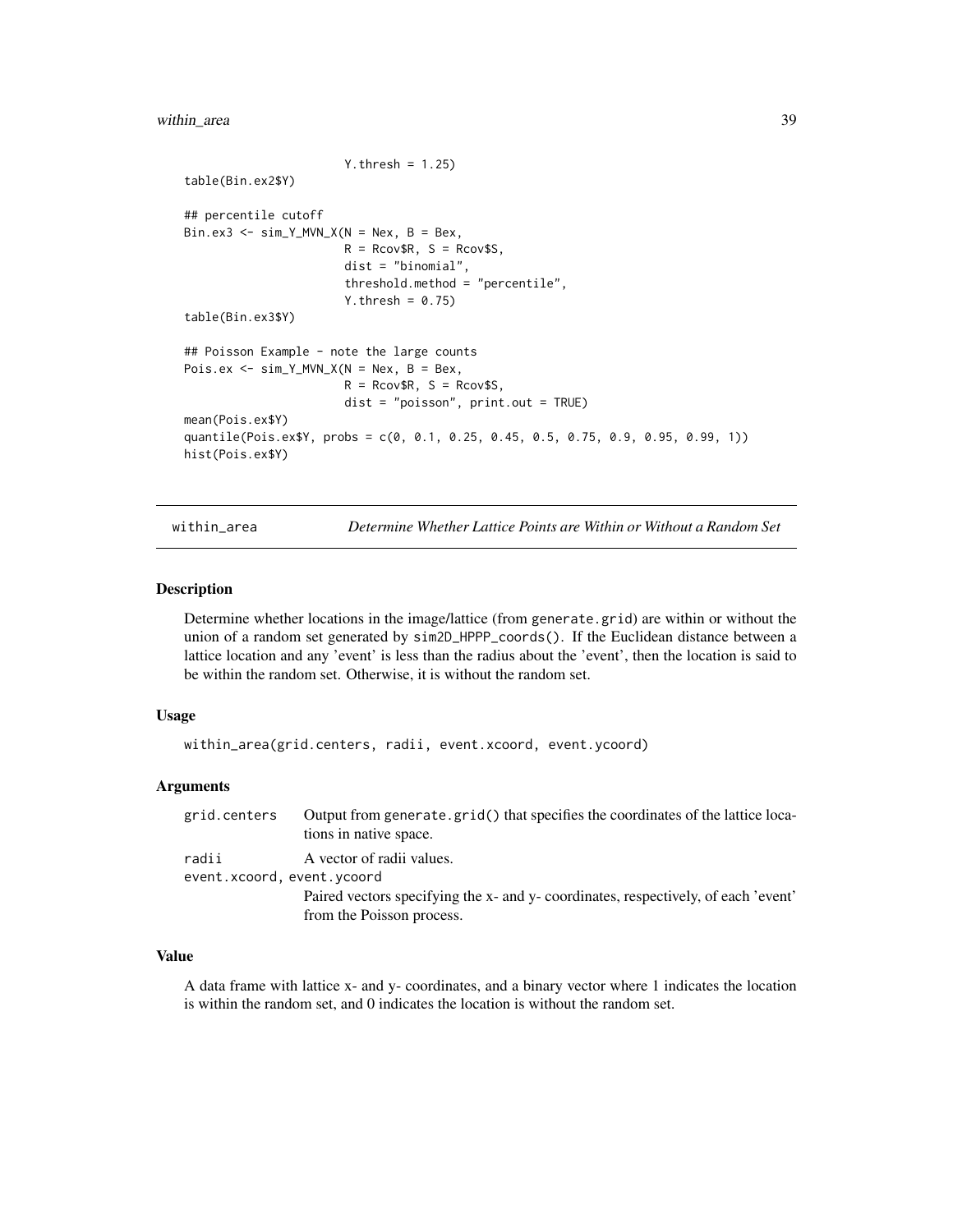```
                       Y.thresh = 1.25)
table(Bin.ex2$Y)

## percentile cutoff
Bin.ex3 <- sim_Y_MVN_X(N = Nex, B = Bex,
                       R = Rcov$R, S = Rcov$S,
                       dist = "binomial",
                       threshold.method = "percentile",
                       Y.thresh = 0.75)
table(Bin.ex3$Y)

## Poisson Example - note the large counts
Pois.ex <- sim_Y_MVN_X(N = Nex, B = Bex,
                       R = Rcov$R, S = Rcov$S,
                       dist = "poisson", print.out = TRUE)
mean(Pois.ex$Y)
quantile(Pois.ex$Y, probs = c(0, 0.1, 0.25, 0.45, 0.5, 0.75, 0.9, 0.95, 0.99, 1))
hist(Pois.ex$Y)
```

---

## within_area — *Determine Whether Lattice Points are Within or Without a Random Set*

### Description

Determine whether locations in the image/lattice (from `generate.grid`) are within or without the union of a random set generated by `sim2D_HPPP_coords()`. If the Euclidean distance between a lattice location and any 'event' is less than the radius about the 'event', then the location is said to be within the random set. Otherwise, it is without the random set.

### Usage

```
within_area(grid.centers, radii, event.xcoord, event.ycoord)
```

### Arguments

| | |
|---|---|
| `grid.centers` | Output from `generate.grid()` that specifies the coordinates of the lattice locations in native space. |
| `radii` | A vector of radii values. |
| `event.xcoord, event.ycoord` | Paired vectors specifying the x- and y- coordinates, respectively, of each 'event' from the Poisson process. |

### Value

A data frame with lattice x- and y- coordinates, and a binary vector where 1 indicates the location is within the random set, and 0 indicates the location is without the random set.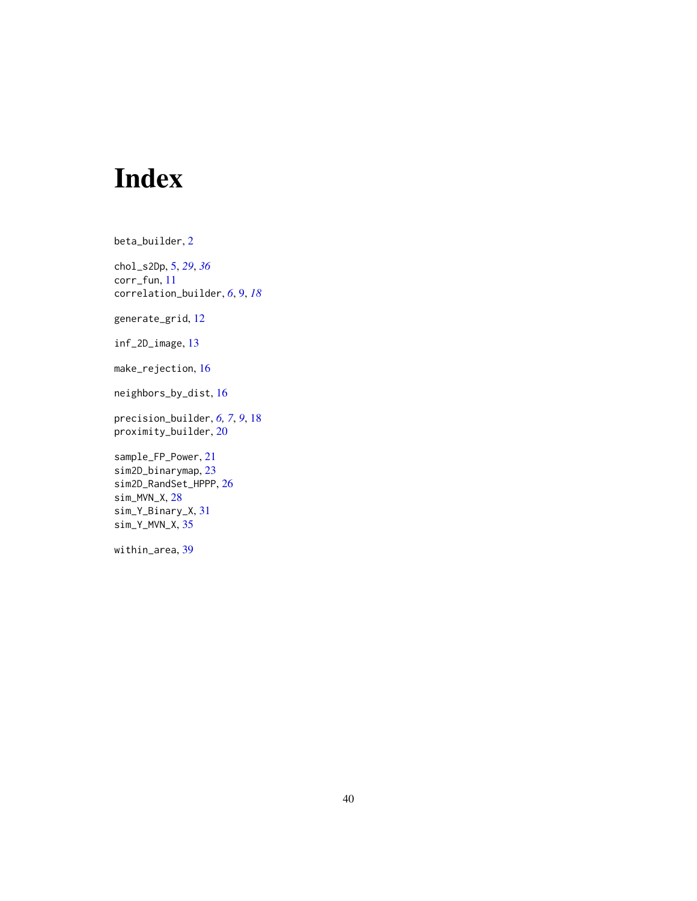# Index

beta_builder, 2

chol_s2Dp, 5, *29*, *36*
corr_fun, 11
correlation_builder, *6*, 9, *18*

generate_grid, 12

inf_2D_image, 13

make_rejection, 16

neighbors_by_dist, 16

precision_builder, *6, 7*, *9*, 18
proximity_builder, 20

sample_FP_Power, 21
sim2D_binarymap, 23
sim2D_RandSet_HPPP, 26
sim_MVN_X, 28
sim_Y_Binary_X, 31
sim_Y_MVN_X, 35

within_area, 39